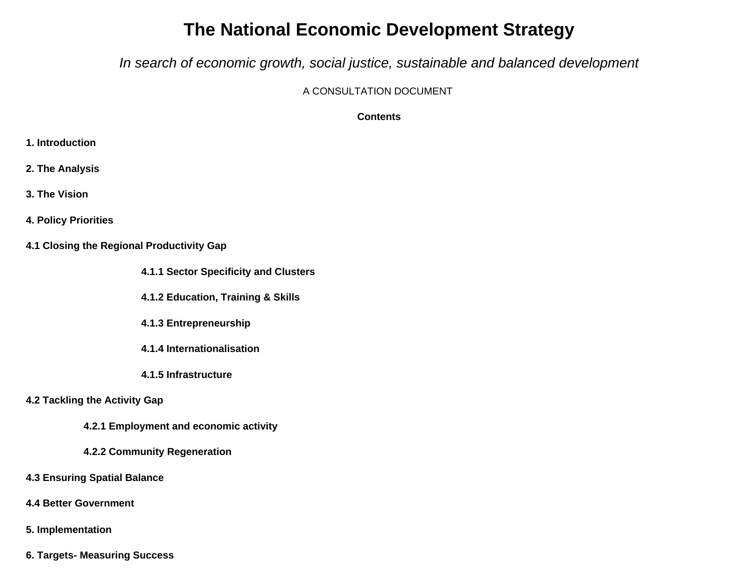# The National Economic Development Strategy

*In search of economic growth, social justice, sustainable and balanced development*

A CONSULTATION DOCUMENT

**Contents**

**1. Introduction**

**2. The Analysis**

**3. The Vision**

**4. Policy Priorities**

**4.1 Closing the Regional Productivity Gap**

- **4.1.1 Sector Specificity and Clusters**
- **4.1.2 Education, Training & Skills**
- **4.1.3 Entrepreneurship**
- **4.1.4 Internationalisation**
- **4.1.5 Infrastructure**

**4.2 Tackling the Activity Gap**

- **4.2.1 Employment and economic activity**
- **4.2.2 Community Regeneration**

**4.3 Ensuring Spatial Balance**

**4.4 Better Government**

**5. Implementation**

**6. Targets- Measuring Success**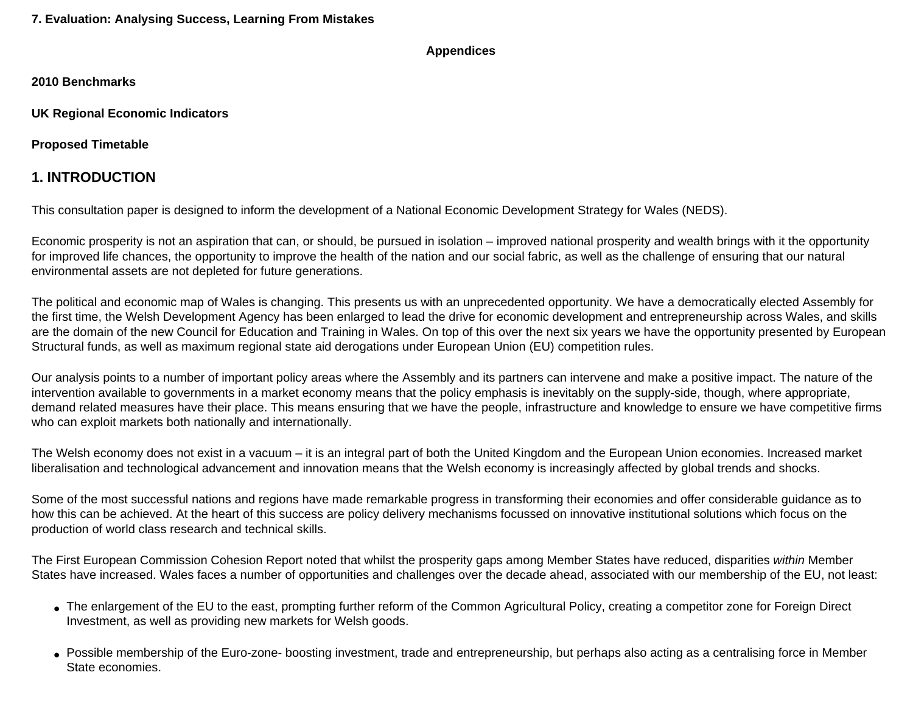**7. Evaluation: Analysing Success, Learning From Mistakes**

**Appendices**

**2010 Benchmarks**

**UK Regional Economic Indicators**

**Proposed Timetable**

## 1. INTRODUCTION

This consultation paper is designed to inform the development of a National Economic Development Strategy for Wales (NEDS).

Economic prosperity is not an aspiration that can, or should, be pursued in isolation – improved national prosperity and wealth brings with it the opportunity for improved life chances, the opportunity to improve the health of the nation and our social fabric, as well as the challenge of ensuring that our natural environmental assets are not depleted for future generations.

The political and economic map of Wales is changing. This presents us with an unprecedented opportunity. We have a democratically elected Assembly for the first time, the Welsh Development Agency has been enlarged to lead the drive for economic development and entrepreneurship across Wales, and skills are the domain of the new Council for Education and Training in Wales. On top of this over the next six years we have the opportunity presented by European Structural funds, as well as maximum regional state aid derogations under European Union (EU) competition rules.

Our analysis points to a number of important policy areas where the Assembly and its partners can intervene and make a positive impact. The nature of the intervention available to governments in a market economy means that the policy emphasis is inevitably on the supply-side, though, where appropriate, demand related measures have their place. This means ensuring that we have the people, infrastructure and knowledge to ensure we have competitive firms who can exploit markets both nationally and internationally.

The Welsh economy does not exist in a vacuum – it is an integral part of both the United Kingdom and the European Union economies. Increased market liberalisation and technological advancement and innovation means that the Welsh economy is increasingly affected by global trends and shocks.

Some of the most successful nations and regions have made remarkable progress in transforming their economies and offer considerable guidance as to how this can be achieved. At the heart of this success are policy delivery mechanisms focussed on innovative institutional solutions which focus on the production of world class research and technical skills.

The First European Commission Cohesion Report noted that whilst the prosperity gaps among Member States have reduced, disparities *within* Member States have increased. Wales faces a number of opportunities and challenges over the decade ahead, associated with our membership of the EU, not least:

- The enlargement of the EU to the east, prompting further reform of the Common Agricultural Policy, creating a competitor zone for Foreign Direct Investment, as well as providing new markets for Welsh goods.
- Possible membership of the Euro-zone- boosting investment, trade and entrepreneurship, but perhaps also acting as a centralising force in Member State economies.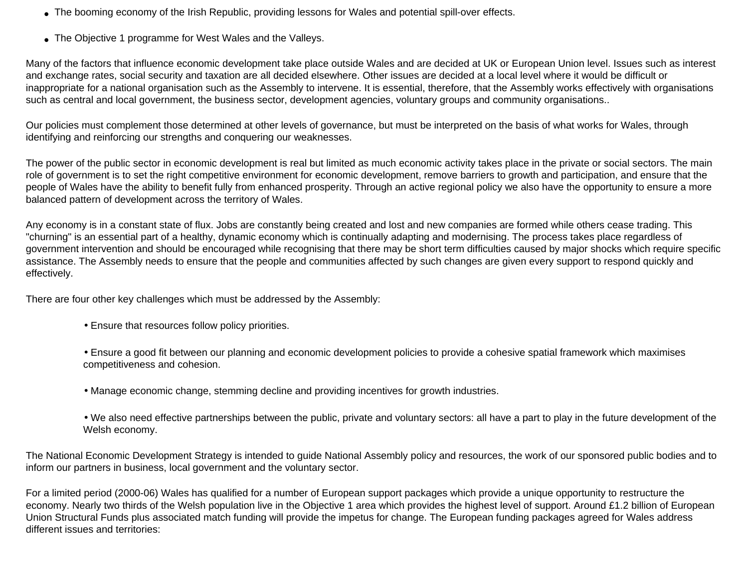- The booming economy of the Irish Republic, providing lessons for Wales and potential spill-over effects.
- The Objective 1 programme for West Wales and the Valleys.

Many of the factors that influence economic development take place outside Wales and are decided at UK or European Union level. Issues such as interest and exchange rates, social security and taxation are all decided elsewhere. Other issues are decided at a local level where it would be difficult or inappropriate for a national organisation such as the Assembly to intervene. It is essential, therefore, that the Assembly works effectively with organisations such as central and local government, the business sector, development agencies, voluntary groups and community organisations..

Our policies must complement those determined at other levels of governance, but must be interpreted on the basis of what works for Wales, through identifying and reinforcing our strengths and conquering our weaknesses.

The power of the public sector in economic development is real but limited as much economic activity takes place in the private or social sectors. The main role of government is to set the right competitive environment for economic development, remove barriers to growth and participation, and ensure that the people of Wales have the ability to benefit fully from enhanced prosperity. Through an active regional policy we also have the opportunity to ensure a more balanced pattern of development across the territory of Wales.

Any economy is in a constant state of flux. Jobs are constantly being created and lost and new companies are formed while others cease trading. This "churning" is an essential part of a healthy, dynamic economy which is continually adapting and modernising. The process takes place regardless of government intervention and should be encouraged while recognising that there may be short term difficulties caused by major shocks which require specific assistance. The Assembly needs to ensure that the people and communities affected by such changes are given every support to respond quickly and effectively.

There are four other key challenges which must be addressed by the Assembly:

- Ensure that resources follow policy priorities.
- Ensure a good fit between our planning and economic development policies to provide a cohesive spatial framework which maximises competitiveness and cohesion.
- Manage economic change, stemming decline and providing incentives for growth industries.
- We also need effective partnerships between the public, private and voluntary sectors: all have a part to play in the future development of the Welsh economy.

The National Economic Development Strategy is intended to guide National Assembly policy and resources, the work of our sponsored public bodies and to inform our partners in business, local government and the voluntary sector.

For a limited period (2000-06) Wales has qualified for a number of European support packages which provide a unique opportunity to restructure the economy. Nearly two thirds of the Welsh population live in the Objective 1 area which provides the highest level of support. Around £1.2 billion of European Union Structural Funds plus associated match funding will provide the impetus for change. The European funding packages agreed for Wales address different issues and territories: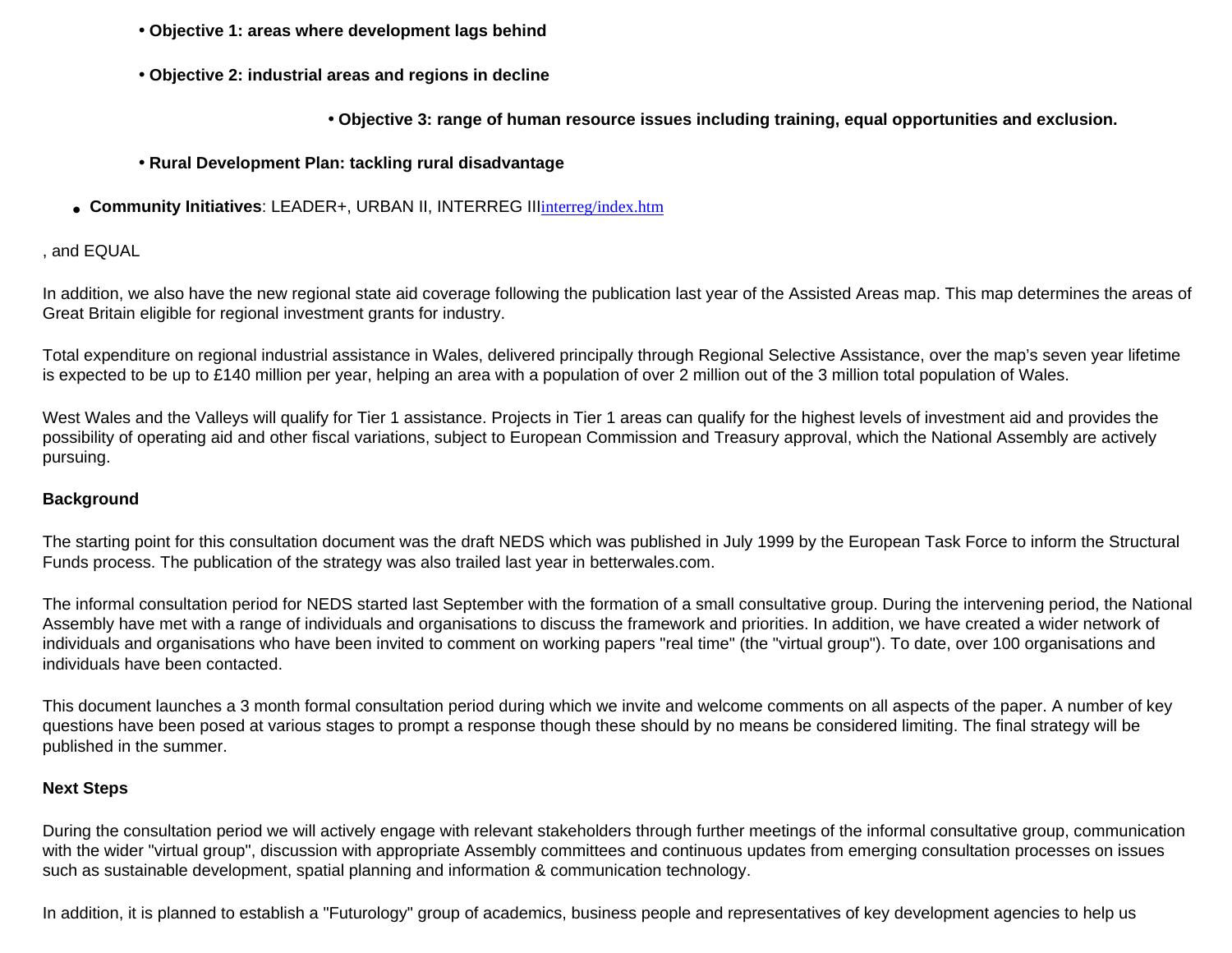- **Objective 1: areas where development lags behind**

- **Objective 2: industrial areas and regions in decline**

- **Objective 3: range of human resource issues including training, equal opportunities and exclusion.**

- **Rural Development Plan: tackling rural disadvantage**

- **Community Initiatives**: LEADER+, URBAN II, INTERREG III interreg/index.htm

, and EQUAL

In addition, we also have the new regional state aid coverage following the publication last year of the Assisted Areas map. This map determines the areas of Great Britain eligible for regional investment grants for industry.

Total expenditure on regional industrial assistance in Wales, delivered principally through Regional Selective Assistance, over the map's seven year lifetime is expected to be up to £140 million per year, helping an area with a population of over 2 million out of the 3 million total population of Wales.

West Wales and the Valleys will qualify for Tier 1 assistance. Projects in Tier 1 areas can qualify for the highest levels of investment aid and provides the possibility of operating aid and other fiscal variations, subject to European Commission and Treasury approval, which the National Assembly are actively pursuing.

**Background**

The starting point for this consultation document was the draft NEDS which was published in July 1999 by the European Task Force to inform the Structural Funds process. The publication of the strategy was also trailed last year in betterwales.com.

The informal consultation period for NEDS started last September with the formation of a small consultative group. During the intervening period, the National Assembly have met with a range of individuals and organisations to discuss the framework and priorities. In addition, we have created a wider network of individuals and organisations who have been invited to comment on working papers "real time" (the "virtual group"). To date, over 100 organisations and individuals have been contacted.

This document launches a 3 month formal consultation period during which we invite and welcome comments on all aspects of the paper. A number of key questions have been posed at various stages to prompt a response though these should by no means be considered limiting. The final strategy will be published in the summer.

**Next Steps**

During the consultation period we will actively engage with relevant stakeholders through further meetings of the informal consultative group, communication with the wider "virtual group", discussion with appropriate Assembly committees and continuous updates from emerging consultation processes on issues such as sustainable development, spatial planning and information & communication technology.

In addition, it is planned to establish a "Futurology" group of academics, business people and representatives of key development agencies to help us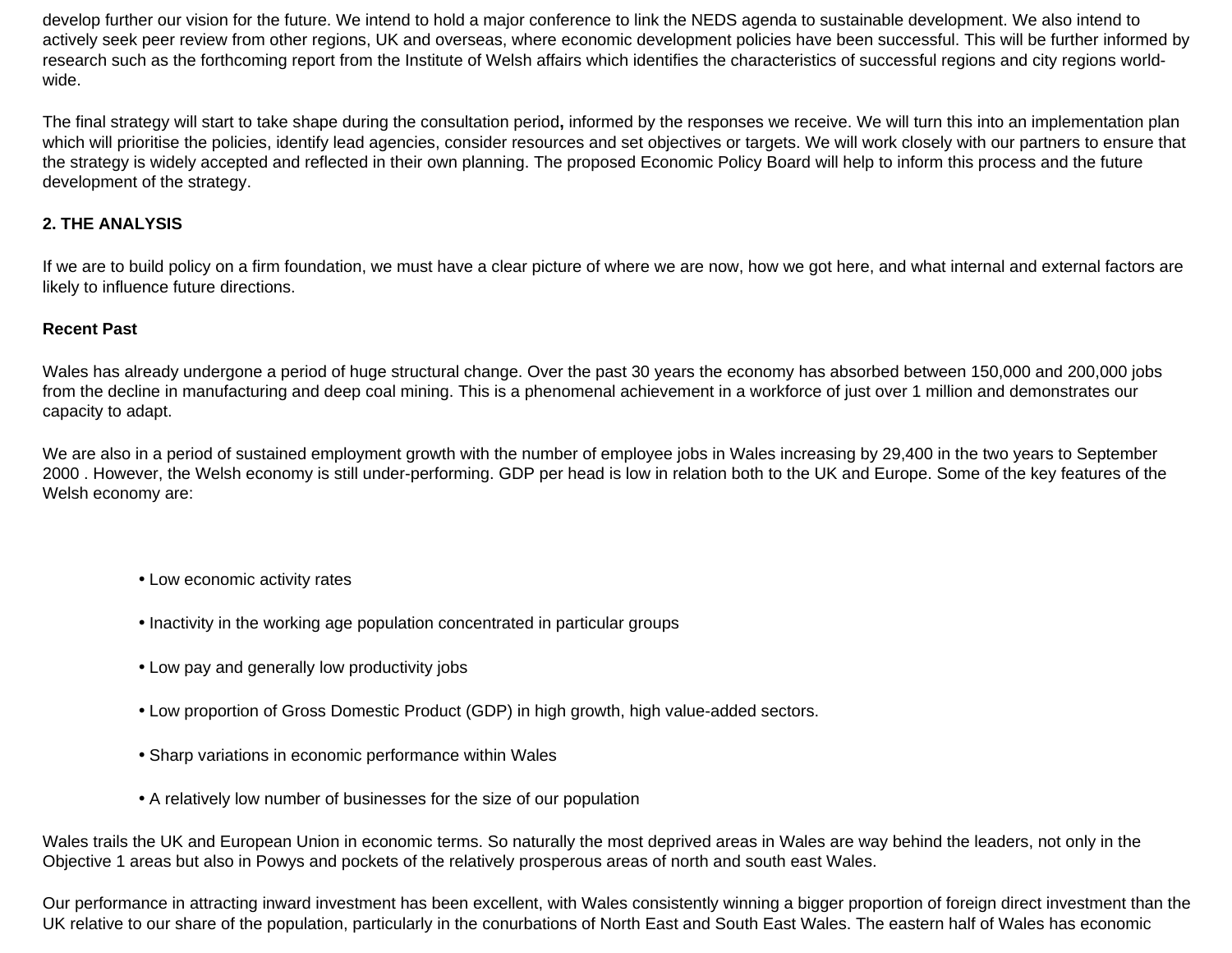develop further our vision for the future. We intend to hold a major conference to link the NEDS agenda to sustainable development. We also intend to actively seek peer review from other regions, UK and overseas, where economic development policies have been successful. This will be further informed by research such as the forthcoming report from the Institute of Welsh affairs which identifies the characteristics of successful regions and city regions world-wide.

The final strategy will start to take shape during the consultation period**,** informed by the responses we receive. We will turn this into an implementation plan which will prioritise the policies, identify lead agencies, consider resources and set objectives or targets. We will work closely with our partners to ensure that the strategy is widely accepted and reflected in their own planning. The proposed Economic Policy Board will help to inform this process and the future development of the strategy.

## 2. THE ANALYSIS

If we are to build policy on a firm foundation, we must have a clear picture of where we are now, how we got here, and what internal and external factors are likely to influence future directions.

### Recent Past

Wales has already undergone a period of huge structural change. Over the past 30 years the economy has absorbed between 150,000 and 200,000 jobs from the decline in manufacturing and deep coal mining. This is a phenomenal achievement in a workforce of just over 1 million and demonstrates our capacity to adapt.

We are also in a period of sustained employment growth with the number of employee jobs in Wales increasing by 29,400 in the two years to September 2000 . However, the Welsh economy is still under-performing. GDP per head is low in relation both to the UK and Europe. Some of the key features of the Welsh economy are:

- Low economic activity rates
- Inactivity in the working age population concentrated in particular groups
- Low pay and generally low productivity jobs
- Low proportion of Gross Domestic Product (GDP) in high growth, high value-added sectors.
- Sharp variations in economic performance within Wales
- A relatively low number of businesses for the size of our population

Wales trails the UK and European Union in economic terms. So naturally the most deprived areas in Wales are way behind the leaders, not only in the Objective 1 areas but also in Powys and pockets of the relatively prosperous areas of north and south east Wales.

Our performance in attracting inward investment has been excellent, with Wales consistently winning a bigger proportion of foreign direct investment than the UK relative to our share of the population, particularly in the conurbations of North East and South East Wales. The eastern half of Wales has economic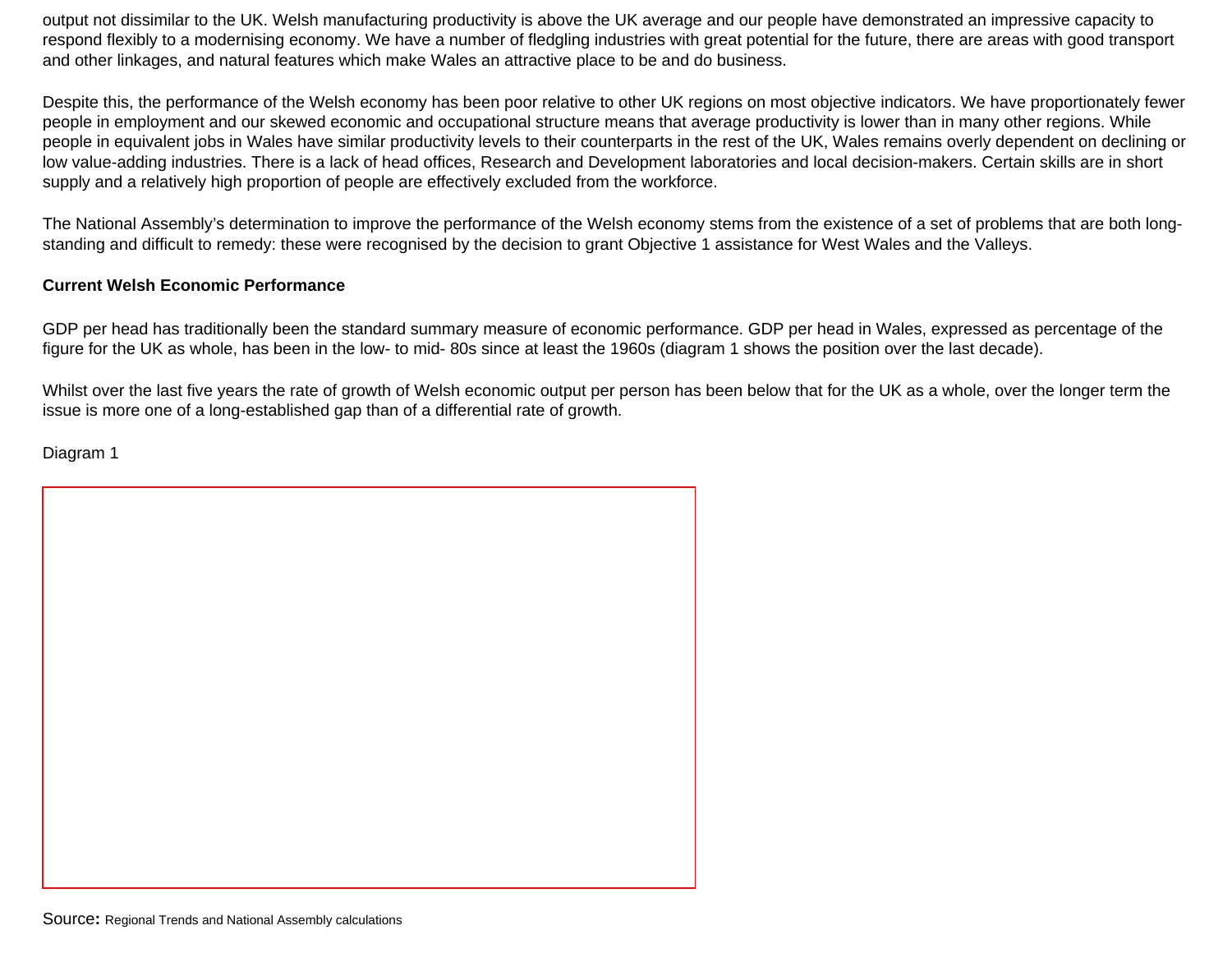output not dissimilar to the UK. Welsh manufacturing productivity is above the UK average and our people have demonstrated an impressive capacity to respond flexibly to a modernising economy. We have a number of fledgling industries with great potential for the future, there are areas with good transport and other linkages, and natural features which make Wales an attractive place to be and do business.

Despite this, the performance of the Welsh economy has been poor relative to other UK regions on most objective indicators. We have proportionately fewer people in employment and our skewed economic and occupational structure means that average productivity is lower than in many other regions. While people in equivalent jobs in Wales have similar productivity levels to their counterparts in the rest of the UK, Wales remains overly dependent on declining or low value-adding industries. There is a lack of head offices, Research and Development laboratories and local decision-makers. Certain skills are in short supply and a relatively high proportion of people are effectively excluded from the workforce.

The National Assembly's determination to improve the performance of the Welsh economy stems from the existence of a set of problems that are both long-standing and difficult to remedy: these were recognised by the decision to grant Objective 1 assistance for West Wales and the Valleys.

**Current Welsh Economic Performance**

GDP per head has traditionally been the standard summary measure of economic performance. GDP per head in Wales, expressed as percentage of the figure for the UK as whole, has been in the low- to mid- 80s since at least the 1960s (diagram 1 shows the position over the last decade).

Whilst over the last five years the rate of growth of Welsh economic output per person has been below that for the UK as a whole, over the longer term the issue is more one of a long-established gap than of a differential rate of growth.

Diagram 1

Source: Regional Trends and National Assembly calculations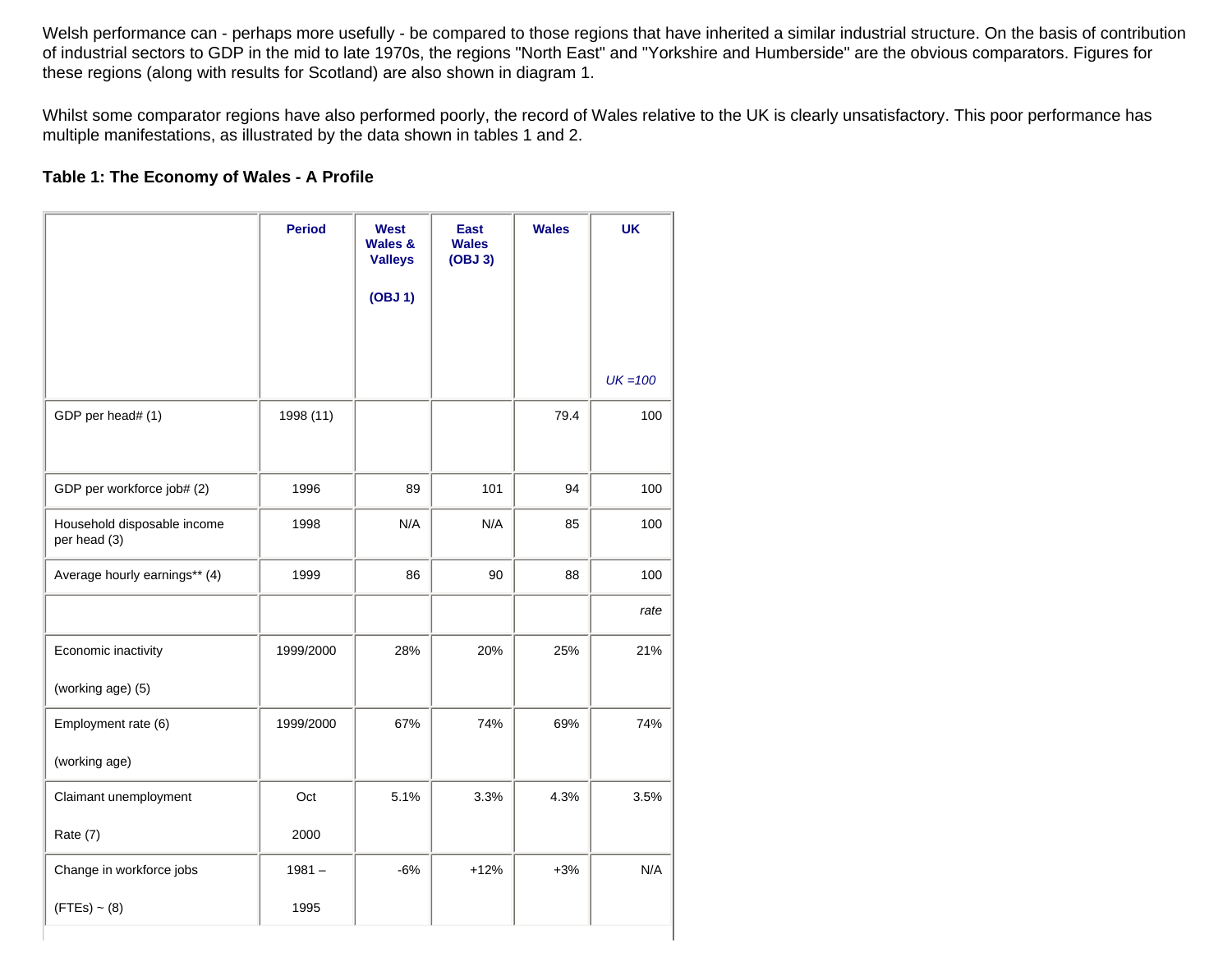Welsh performance can - perhaps more usefully - be compared to those regions that have inherited a similar industrial structure. On the basis of contribution of industrial sectors to GDP in the mid to late 1970s, the regions "North East" and "Yorkshire and Humberside" are the obvious comparators. Figures for these regions (along with results for Scotland) are also shown in diagram 1.

Whilst some comparator regions have also performed poorly, the record of Wales relative to the UK is clearly unsatisfactory. This poor performance has multiple manifestations, as illustrated by the data shown in tables 1 and 2.

**Table 1: The Economy of Wales - A Profile**

| | Period | West Wales & Valleys (OBJ 1) | East Wales (OBJ 3) | Wales | UK<br>*UK =100* |
|---|---|---|---|---|---|
| GDP per head# (1) | 1998 (11) | | | 79.4 | 100 |
| GDP per workforce job# (2) | 1996 | 89 | 101 | 94 | 100 |
| Household disposable income per head (3) | 1998 | N/A | N/A | 85 | 100 |
| Average hourly earnings** (4) | 1999 | 86 | 90 | 88 | 100 |
| | | | | | *rate* |
| Economic inactivity (working age) (5) | 1999/2000 | 28% | 20% | 25% | 21% |
| Employment rate (6) (working age) | 1999/2000 | 67% | 74% | 69% | 74% |
| Claimant unemployment Rate (7) | Oct 2000 | 5.1% | 3.3% | 4.3% | 3.5% |
| Change in workforce jobs (FTEs) ~ (8) | 1981 – 1995 | -6% | +12% | +3% | N/A |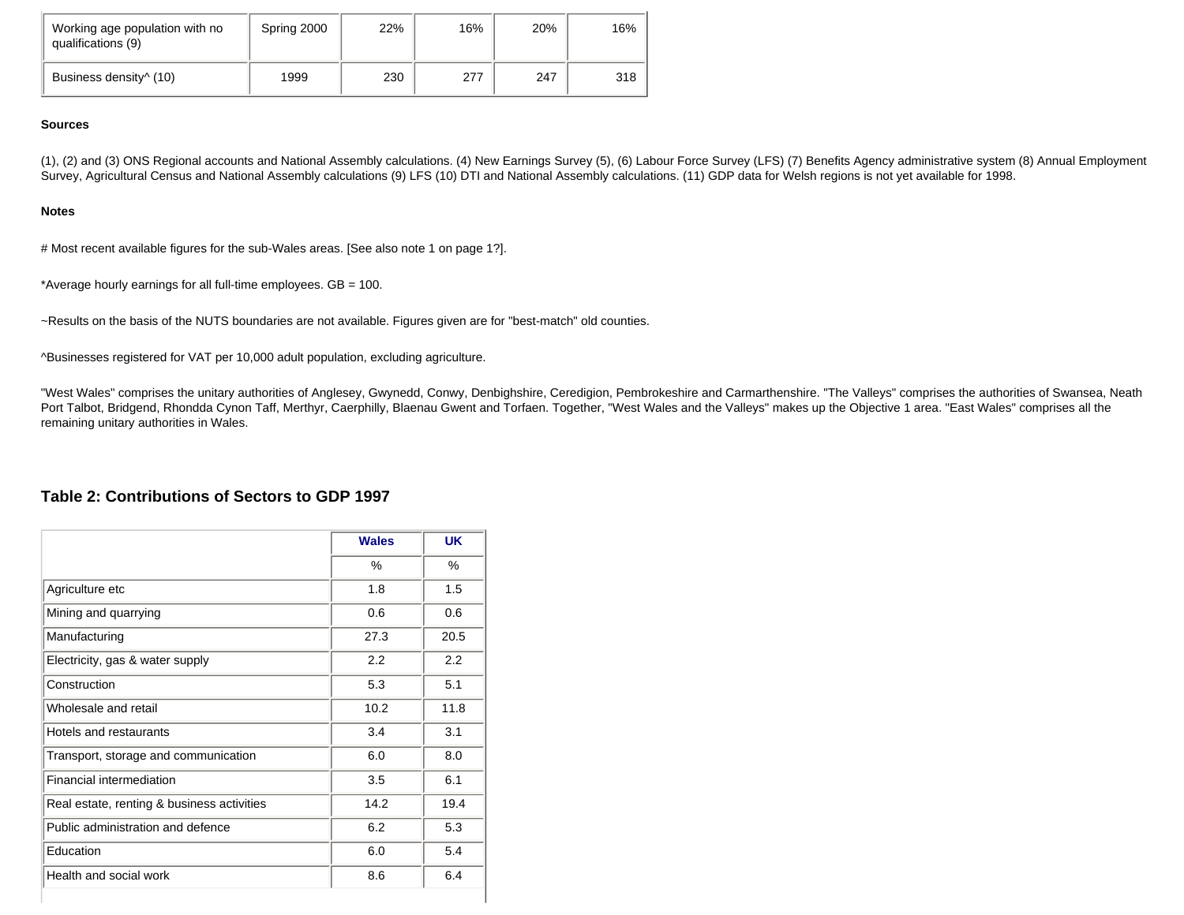| Working age population with no qualifications (9) | Spring 2000 | 22% | 16% | 20% | 16% |
|---|---|---|---|---|---|
| Business density^ (10) | 1999 | 230 | 277 | 247 | 318 |

**Sources**

(1), (2) and (3) ONS Regional accounts and National Assembly calculations. (4) New Earnings Survey (5), (6) Labour Force Survey (LFS) (7) Benefits Agency administrative system (8) Annual Employment Survey, Agricultural Census and National Assembly calculations (9) LFS (10) DTI and National Assembly calculations. (11) GDP data for Welsh regions is not yet available for 1998.

**Notes**

# Most recent available figures for the sub-Wales areas. [See also note 1 on page 1?].

*Average hourly earnings for all full-time employees. GB = 100.

~Results on the basis of the NUTS boundaries are not available. Figures given are for "best-match" old counties.

^Businesses registered for VAT per 10,000 adult population, excluding agriculture.

"West Wales" comprises the unitary authorities of Anglesey, Gwynedd, Conwy, Denbighshire, Ceredigion, Pembrokeshire and Carmarthenshire. "The Valleys" comprises the authorities of Swansea, Neath Port Talbot, Bridgend, Rhondda Cynon Taff, Merthyr, Caerphilly, Blaenau Gwent and Torfaen. Together, "West Wales and the Valleys" makes up the Objective 1 area. "East Wales" comprises all the remaining unitary authorities in Wales.

## Table 2: Contributions of Sectors to GDP 1997

| | Wales | UK |
|---|---|---|
| | % | % |
| Agriculture etc | 1.8 | 1.5 |
| Mining and quarrying | 0.6 | 0.6 |
| Manufacturing | 27.3 | 20.5 |
| Electricity, gas & water supply | 2.2 | 2.2 |
| Construction | 5.3 | 5.1 |
| Wholesale and retail | 10.2 | 11.8 |
| Hotels and restaurants | 3.4 | 3.1 |
| Transport, storage and communication | 6.0 | 8.0 |
| Financial intermediation | 3.5 | 6.1 |
| Real estate, renting & business activities | 14.2 | 19.4 |
| Public administration and defence | 6.2 | 5.3 |
| Education | 6.0 | 5.4 |
| Health and social work | 8.6 | 6.4 |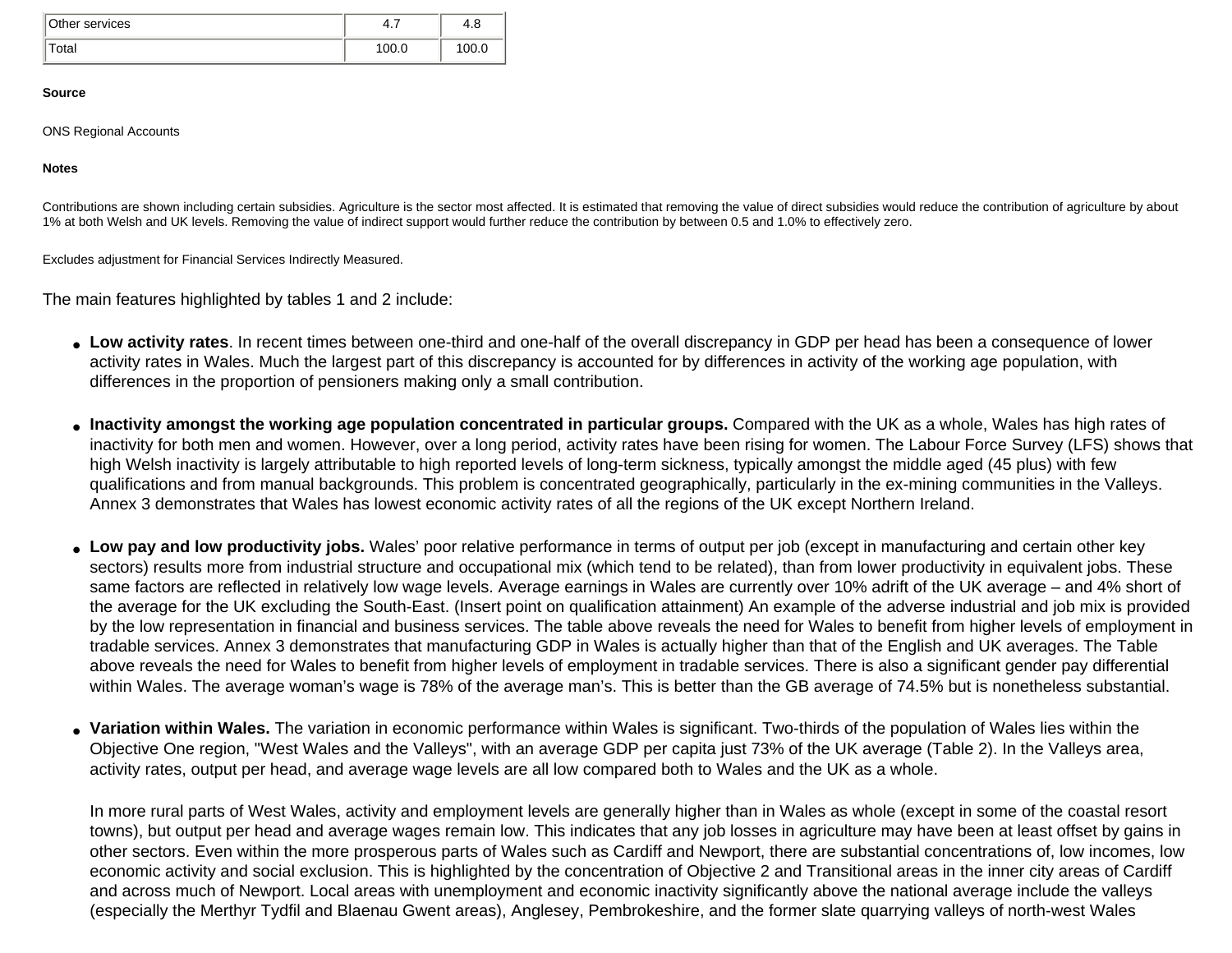| Other services | 4.7 | 4.8 |
|---|---|---|
| Total | 100.0 | 100.0 |

**Source**

ONS Regional Accounts

**Notes**

Contributions are shown including certain subsidies. Agriculture is the sector most affected. It is estimated that removing the value of direct subsidies would reduce the contribution of agriculture by about 1% at both Welsh and UK levels. Removing the value of indirect support would further reduce the contribution by between 0.5 and 1.0% to effectively zero.

Excludes adjustment for Financial Services Indirectly Measured.

The main features highlighted by tables 1 and 2 include:

- **Low activity rates**. In recent times between one-third and one-half of the overall discrepancy in GDP per head has been a consequence of lower activity rates in Wales. Much the largest part of this discrepancy is accounted for by differences in activity of the working age population, with differences in the proportion of pensioners making only a small contribution.

- **Inactivity amongst the working age population concentrated in particular groups.** Compared with the UK as a whole, Wales has high rates of inactivity for both men and women. However, over a long period, activity rates have been rising for women. The Labour Force Survey (LFS) shows that high Welsh inactivity is largely attributable to high reported levels of long-term sickness, typically amongst the middle aged (45 plus) with few qualifications and from manual backgrounds. This problem is concentrated geographically, particularly in the ex-mining communities in the Valleys. Annex 3 demonstrates that Wales has lowest economic activity rates of all the regions of the UK except Northern Ireland.

- **Low pay and low productivity jobs.** Wales' poor relative performance in terms of output per job (except in manufacturing and certain other key sectors) results more from industrial structure and occupational mix (which tend to be related), than from lower productivity in equivalent jobs. These same factors are reflected in relatively low wage levels. Average earnings in Wales are currently over 10% adrift of the UK average – and 4% short of the average for the UK excluding the South-East. (Insert point on qualification attainment) An example of the adverse industrial and job mix is provided by the low representation in financial and business services. The table above reveals the need for Wales to benefit from higher levels of employment in tradable services. Annex 3 demonstrates that manufacturing GDP in Wales is actually higher than that of the English and UK averages. The Table above reveals the need for Wales to benefit from higher levels of employment in tradable services. There is also a significant gender pay differential within Wales. The average woman's wage is 78% of the average man's. This is better than the GB average of 74.5% but is nonetheless substantial.

- **Variation within Wales.** The variation in economic performance within Wales is significant. Two-thirds of the population of Wales lies within the Objective One region, "West Wales and the Valleys", with an average GDP per capita just 73% of the UK average (Table 2). In the Valleys area, activity rates, output per head, and average wage levels are all low compared both to Wales and the UK as a whole.

  In more rural parts of West Wales, activity and employment levels are generally higher than in Wales as whole (except in some of the coastal resort towns), but output per head and average wages remain low. This indicates that any job losses in agriculture may have been at least offset by gains in other sectors. Even within the more prosperous parts of Wales such as Cardiff and Newport, there are substantial concentrations of, low incomes, low economic activity and social exclusion. This is highlighted by the concentration of Objective 2 and Transitional areas in the inner city areas of Cardiff and across much of Newport. Local areas with unemployment and economic inactivity significantly above the national average include the valleys (especially the Merthyr Tydfil and Blaenau Gwent areas), Anglesey, Pembrokeshire, and the former slate quarrying valleys of north-west Wales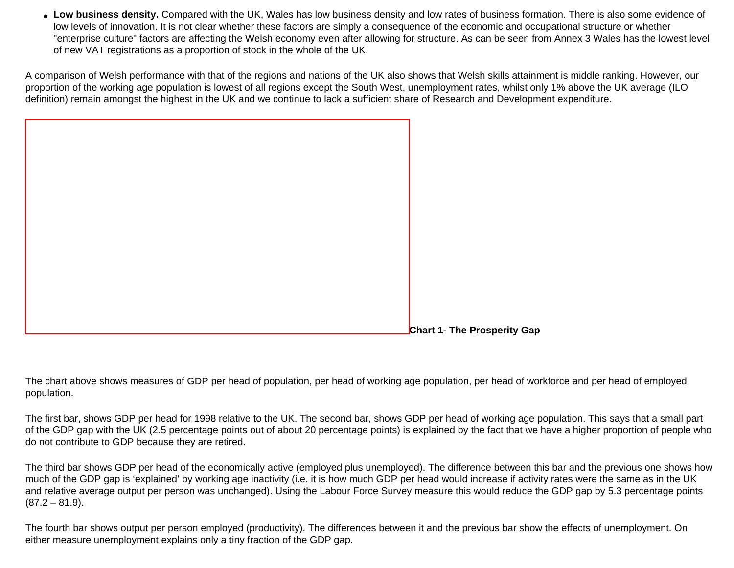- **Low business density.** Compared with the UK, Wales has low business density and low rates of business formation. There is also some evidence of low levels of innovation. It is not clear whether these factors are simply a consequence of the economic and occupational structure or whether "enterprise culture" factors are affecting the Welsh economy even after allowing for structure. As can be seen from Annex 3 Wales has the lowest level of new VAT registrations as a proportion of stock in the whole of the UK.

A comparison of Welsh performance with that of the regions and nations of the UK also shows that Welsh skills attainment is middle ranking. However, our proportion of the working age population is lowest of all regions except the South West, unemployment rates, whilst only 1% above the UK average (ILO definition) remain amongst the highest in the UK and we continue to lack a sufficient share of Research and Development expenditure.

**Chart 1- The Prosperity Gap**

The chart above shows measures of GDP per head of population, per head of working age population, per head of workforce and per head of employed population.

The first bar, shows GDP per head for 1998 relative to the UK. The second bar, shows GDP per head of working age population. This says that a small part of the GDP gap with the UK (2.5 percentage points out of about 20 percentage points) is explained by the fact that we have a higher proportion of people who do not contribute to GDP because they are retired.

The third bar shows GDP per head of the economically active (employed plus unemployed). The difference between this bar and the previous one shows how much of the GDP gap is 'explained' by working age inactivity (i.e. it is how much GDP per head would increase if activity rates were the same as in the UK and relative average output per person was unchanged). Using the Labour Force Survey measure this would reduce the GDP gap by 5.3 percentage points (87.2 – 81.9).

The fourth bar shows output per person employed (productivity). The differences between it and the previous bar show the effects of unemployment. On either measure unemployment explains only a tiny fraction of the GDP gap.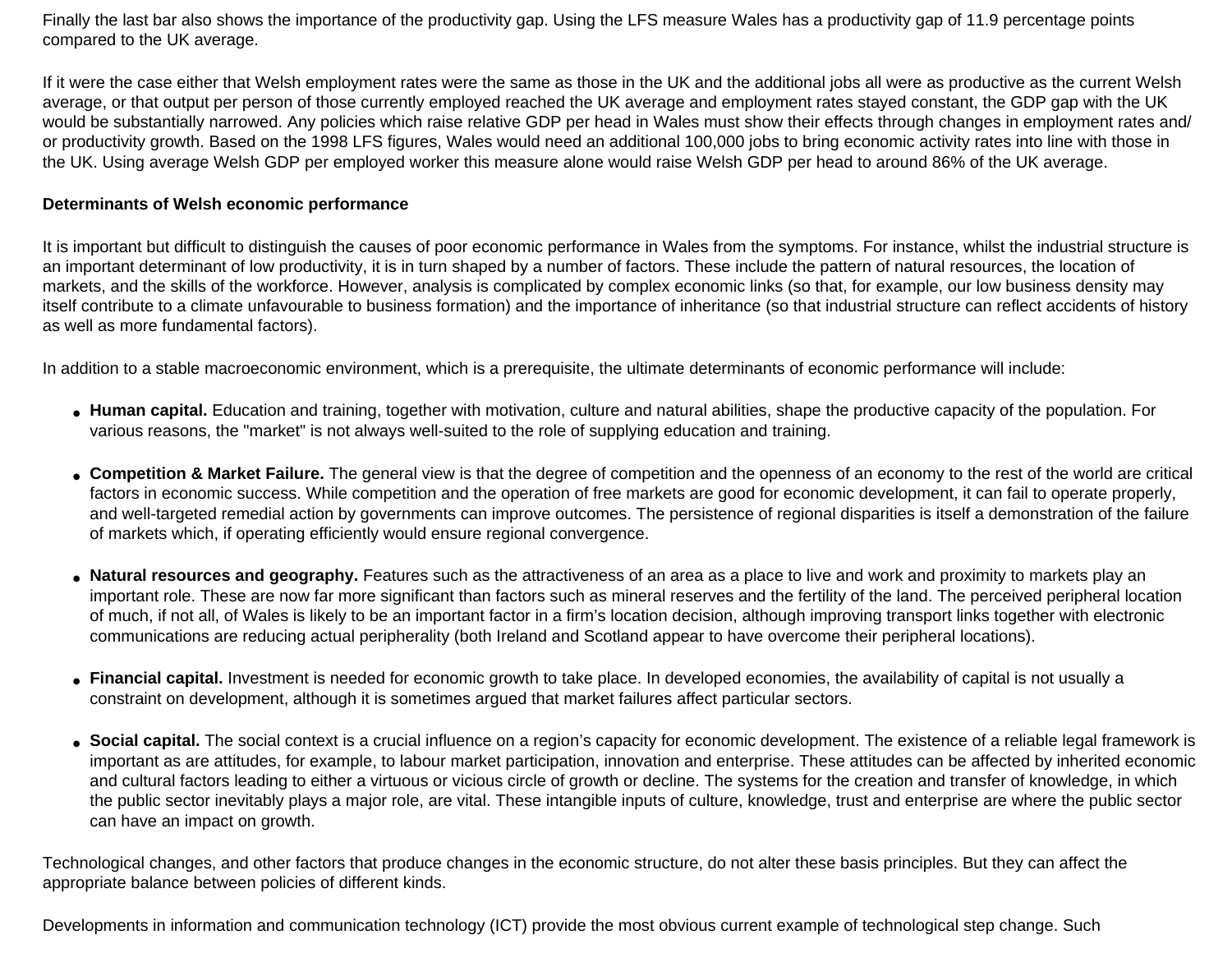Finally the last bar also shows the importance of the productivity gap. Using the LFS measure Wales has a productivity gap of 11.9 percentage points compared to the UK average.

If it were the case either that Welsh employment rates were the same as those in the UK and the additional jobs all were as productive as the current Welsh average, or that output per person of those currently employed reached the UK average and employment rates stayed constant, the GDP gap with the UK would be substantially narrowed. Any policies which raise relative GDP per head in Wales must show their effects through changes in employment rates and/or productivity growth. Based on the 1998 LFS figures, Wales would need an additional 100,000 jobs to bring economic activity rates into line with those in the UK. Using average Welsh GDP per employed worker this measure alone would raise Welsh GDP per head to around 86% of the UK average.

**Determinants of Welsh economic performance**

It is important but difficult to distinguish the causes of poor economic performance in Wales from the symptoms. For instance, whilst the industrial structure is an important determinant of low productivity, it is in turn shaped by a number of factors. These include the pattern of natural resources, the location of markets, and the skills of the workforce. However, analysis is complicated by complex economic links (so that, for example, our low business density may itself contribute to a climate unfavourable to business formation) and the importance of inheritance (so that industrial structure can reflect accidents of history as well as more fundamental factors).

In addition to a stable macroeconomic environment, which is a prerequisite, the ultimate determinants of economic performance will include:

- **Human capital.** Education and training, together with motivation, culture and natural abilities, shape the productive capacity of the population. For various reasons, the "market" is not always well-suited to the role of supplying education and training.

- **Competition & Market Failure.** The general view is that the degree of competition and the openness of an economy to the rest of the world are critical factors in economic success. While competition and the operation of free markets are good for economic development, it can fail to operate properly, and well-targeted remedial action by governments can improve outcomes. The persistence of regional disparities is itself a demonstration of the failure of markets which, if operating efficiently would ensure regional convergence.

- **Natural resources and geography.** Features such as the attractiveness of an area as a place to live and work and proximity to markets play an important role. These are now far more significant than factors such as mineral reserves and the fertility of the land. The perceived peripheral location of much, if not all, of Wales is likely to be an important factor in a firm's location decision, although improving transport links together with electronic communications are reducing actual peripherality (both Ireland and Scotland appear to have overcome their peripheral locations).

- **Financial capital.** Investment is needed for economic growth to take place. In developed economies, the availability of capital is not usually a constraint on development, although it is sometimes argued that market failures affect particular sectors.

- **Social capital.** The social context is a crucial influence on a region's capacity for economic development. The existence of a reliable legal framework is important as are attitudes, for example, to labour market participation, innovation and enterprise. These attitudes can be affected by inherited economic and cultural factors leading to either a virtuous or vicious circle of growth or decline. The systems for the creation and transfer of knowledge, in which the public sector inevitably plays a major role, are vital. These intangible inputs of culture, knowledge, trust and enterprise are where the public sector can have an impact on growth.

Technological changes, and other factors that produce changes in the economic structure, do not alter these basis principles. But they can affect the appropriate balance between policies of different kinds.

Developments in information and communication technology (ICT) provide the most obvious current example of technological step change. Such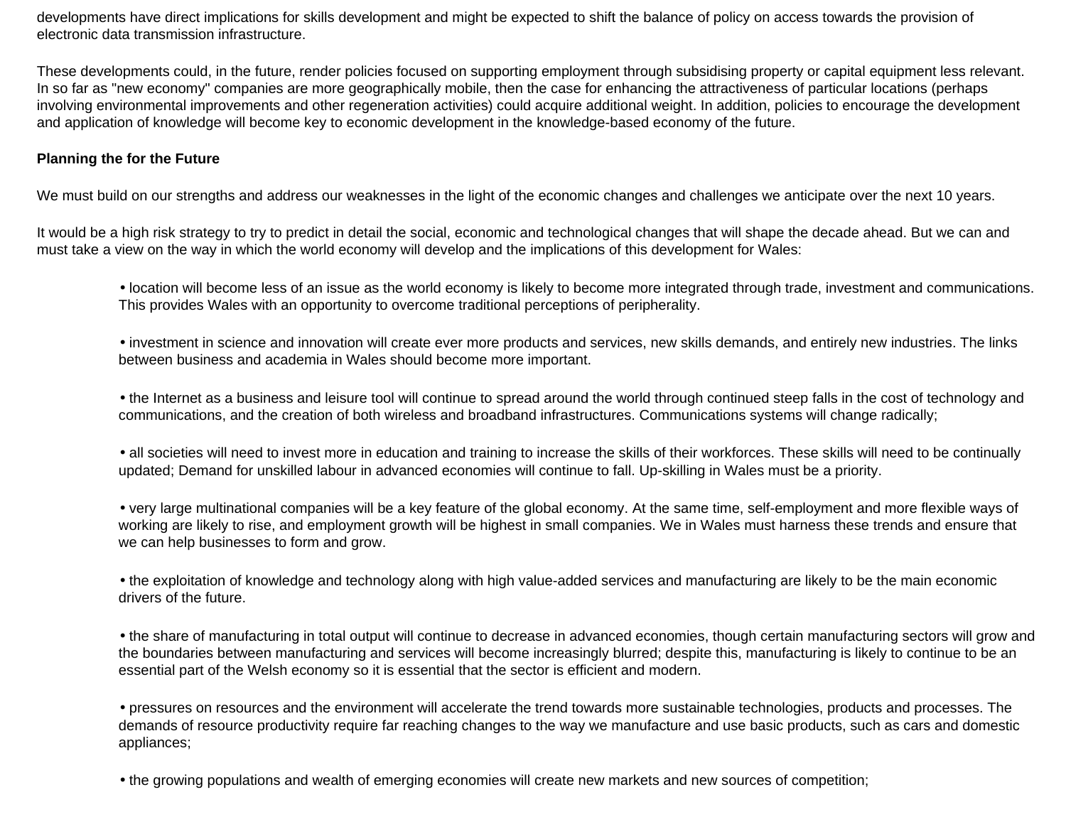developments have direct implications for skills development and might be expected to shift the balance of policy on access towards the provision of electronic data transmission infrastructure.

These developments could, in the future, render policies focused on supporting employment through subsidising property or capital equipment less relevant. In so far as "new economy" companies are more geographically mobile, then the case for enhancing the attractiveness of particular locations (perhaps involving environmental improvements and other regeneration activities) could acquire additional weight. In addition, policies to encourage the development and application of knowledge will become key to economic development in the knowledge-based economy of the future.

**Planning the for the Future**

We must build on our strengths and address our weaknesses in the light of the economic changes and challenges we anticipate over the next 10 years.

It would be a high risk strategy to try to predict in detail the social, economic and technological changes that will shape the decade ahead. But we can and must take a view on the way in which the world economy will develop and the implications of this development for Wales:

- location will become less of an issue as the world economy is likely to become more integrated through trade, investment and communications. This provides Wales with an opportunity to overcome traditional perceptions of peripherality.

- investment in science and innovation will create ever more products and services, new skills demands, and entirely new industries. The links between business and academia in Wales should become more important.

- the Internet as a business and leisure tool will continue to spread around the world through continued steep falls in the cost of technology and communications, and the creation of both wireless and broadband infrastructures. Communications systems will change radically;

- all societies will need to invest more in education and training to increase the skills of their workforces. These skills will need to be continually updated; Demand for unskilled labour in advanced economies will continue to fall. Up-skilling in Wales must be a priority.

- very large multinational companies will be a key feature of the global economy. At the same time, self-employment and more flexible ways of working are likely to rise, and employment growth will be highest in small companies. We in Wales must harness these trends and ensure that we can help businesses to form and grow.

- the exploitation of knowledge and technology along with high value-added services and manufacturing are likely to be the main economic drivers of the future.

- the share of manufacturing in total output will continue to decrease in advanced economies, though certain manufacturing sectors will grow and the boundaries between manufacturing and services will become increasingly blurred; despite this, manufacturing is likely to continue to be an essential part of the Welsh economy so it is essential that the sector is efficient and modern.

- pressures on resources and the environment will accelerate the trend towards more sustainable technologies, products and processes. The demands of resource productivity require far reaching changes to the way we manufacture and use basic products, such as cars and domestic appliances;

- the growing populations and wealth of emerging economies will create new markets and new sources of competition;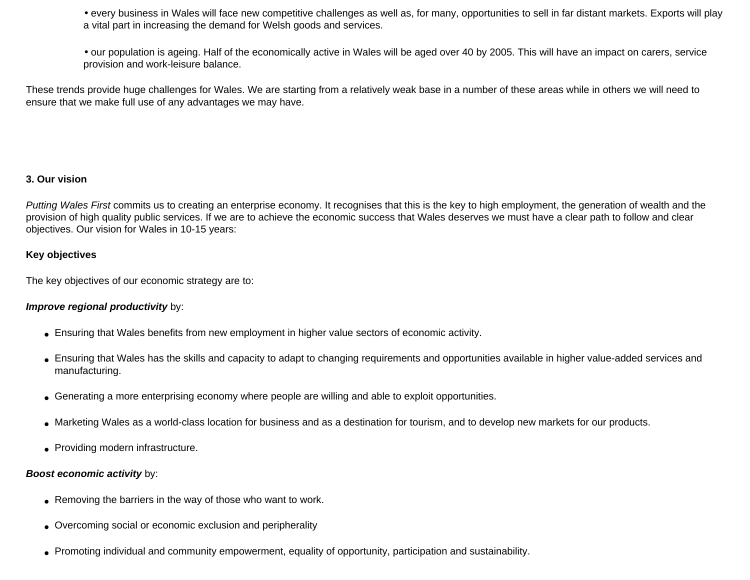- every business in Wales will face new competitive challenges as well as, for many, opportunities to sell in far distant markets. Exports will play a vital part in increasing the demand for Welsh goods and services.

- our population is ageing. Half of the economically active in Wales will be aged over 40 by 2005. This will have an impact on carers, service provision and work-leisure balance.

These trends provide huge challenges for Wales. We are starting from a relatively weak base in a number of these areas while in others we will need to ensure that we make full use of any advantages we may have.

## 3. Our vision

*Putting Wales First* commits us to creating an enterprise economy. It recognises that this is the key to high employment, the generation of wealth and the provision of high quality public services. If we are to achieve the economic success that Wales deserves we must have a clear path to follow and clear objectives. Our vision for Wales in 10-15 years:

### Key objectives

The key objectives of our economic strategy are to:

***Improve regional productivity*** by:

- Ensuring that Wales benefits from new employment in higher value sectors of economic activity.
- Ensuring that Wales has the skills and capacity to adapt to changing requirements and opportunities available in higher value-added services and manufacturing.
- Generating a more enterprising economy where people are willing and able to exploit opportunities.
- Marketing Wales as a world-class location for business and as a destination for tourism, and to develop new markets for our products.
- Providing modern infrastructure.

***Boost economic activity*** by:

- Removing the barriers in the way of those who want to work.
- Overcoming social or economic exclusion and peripherality
- Promoting individual and community empowerment, equality of opportunity, participation and sustainability.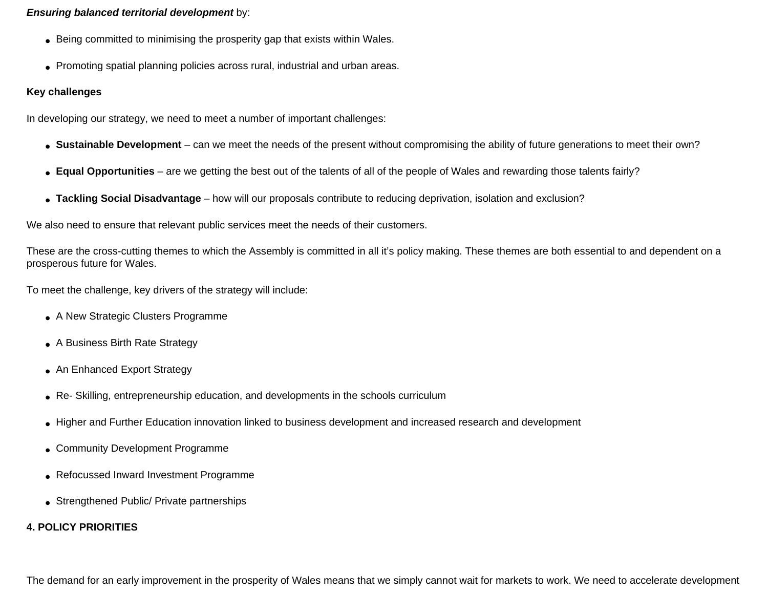***Ensuring balanced territorial development*** by:

- Being committed to minimising the prosperity gap that exists within Wales.
- Promoting spatial planning policies across rural, industrial and urban areas.

**Key challenges**

In developing our strategy, we need to meet a number of important challenges:

- **Sustainable Development** – can we meet the needs of the present without compromising the ability of future generations to meet their own?
- **Equal Opportunities** – are we getting the best out of the talents of all of the people of Wales and rewarding those talents fairly?
- **Tackling Social Disadvantage** – how will our proposals contribute to reducing deprivation, isolation and exclusion?

We also need to ensure that relevant public services meet the needs of their customers.

These are the cross-cutting themes to which the Assembly is committed in all it's policy making. These themes are both essential to and dependent on a prosperous future for Wales.

To meet the challenge, key drivers of the strategy will include:

- A New Strategic Clusters Programme
- A Business Birth Rate Strategy
- An Enhanced Export Strategy
- Re- Skilling, entrepreneurship education, and developments in the schools curriculum
- Higher and Further Education innovation linked to business development and increased research and development
- Community Development Programme
- Refocussed Inward Investment Programme
- Strengthened Public/ Private partnerships

## 4. POLICY PRIORITIES

The demand for an early improvement in the prosperity of Wales means that we simply cannot wait for markets to work. We need to accelerate development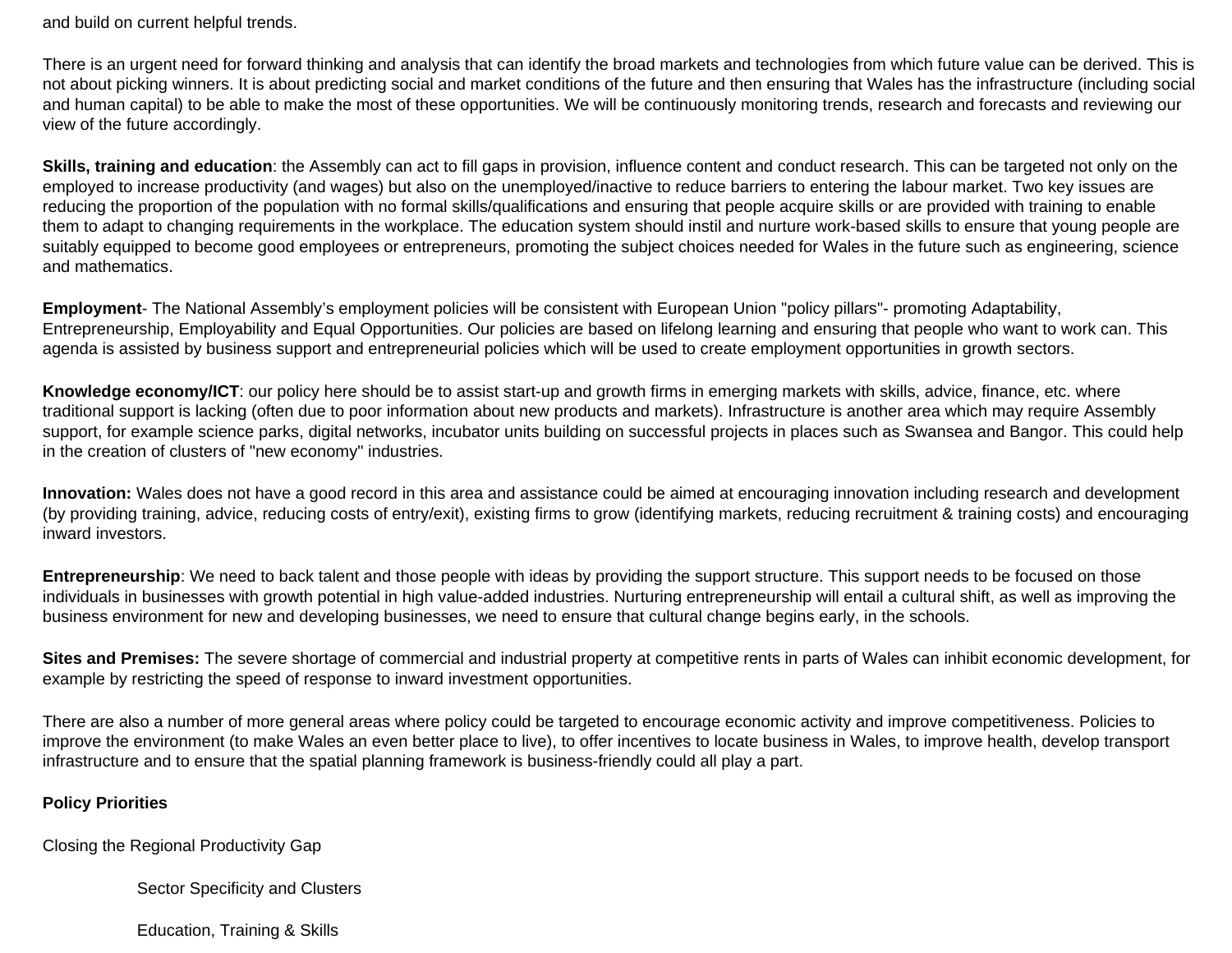and build on current helpful trends.

There is an urgent need for forward thinking and analysis that can identify the broad markets and technologies from which future value can be derived. This is not about picking winners. It is about predicting social and market conditions of the future and then ensuring that Wales has the infrastructure (including social and human capital) to be able to make the most of these opportunities. We will be continuously monitoring trends, research and forecasts and reviewing our view of the future accordingly.

**Skills, training and education**: the Assembly can act to fill gaps in provision, influence content and conduct research. This can be targeted not only on the employed to increase productivity (and wages) but also on the unemployed/inactive to reduce barriers to entering the labour market. Two key issues are reducing the proportion of the population with no formal skills/qualifications and ensuring that people acquire skills or are provided with training to enable them to adapt to changing requirements in the workplace. The education system should instil and nurture work-based skills to ensure that young people are suitably equipped to become good employees or entrepreneurs, promoting the subject choices needed for Wales in the future such as engineering, science and mathematics.

**Employment**- The National Assembly's employment policies will be consistent with European Union "policy pillars"- promoting Adaptability, Entrepreneurship, Employability and Equal Opportunities. Our policies are based on lifelong learning and ensuring that people who want to work can. This agenda is assisted by business support and entrepreneurial policies which will be used to create employment opportunities in growth sectors.

**Knowledge economy/ICT**: our policy here should be to assist start-up and growth firms in emerging markets with skills, advice, finance, etc. where traditional support is lacking (often due to poor information about new products and markets). Infrastructure is another area which may require Assembly support, for example science parks, digital networks, incubator units building on successful projects in places such as Swansea and Bangor. This could help in the creation of clusters of "new economy" industries.

**Innovation:** Wales does not have a good record in this area and assistance could be aimed at encouraging innovation including research and development (by providing training, advice, reducing costs of entry/exit), existing firms to grow (identifying markets, reducing recruitment & training costs) and encouraging inward investors.

**Entrepreneurship**: We need to back talent and those people with ideas by providing the support structure. This support needs to be focused on those individuals in businesses with growth potential in high value-added industries. Nurturing entrepreneurship will entail a cultural shift, as well as improving the business environment for new and developing businesses, we need to ensure that cultural change begins early, in the schools.

**Sites and Premises:** The severe shortage of commercial and industrial property at competitive rents in parts of Wales can inhibit economic development, for example by restricting the speed of response to inward investment opportunities.

There are also a number of more general areas where policy could be targeted to encourage economic activity and improve competitiveness. Policies to improve the environment (to make Wales an even better place to live), to offer incentives to locate business in Wales, to improve health, develop transport infrastructure and to ensure that the spatial planning framework is business-friendly could all play a part.

**Policy Priorities**

Closing the Regional Productivity Gap

- Sector Specificity and Clusters
- Education, Training & Skills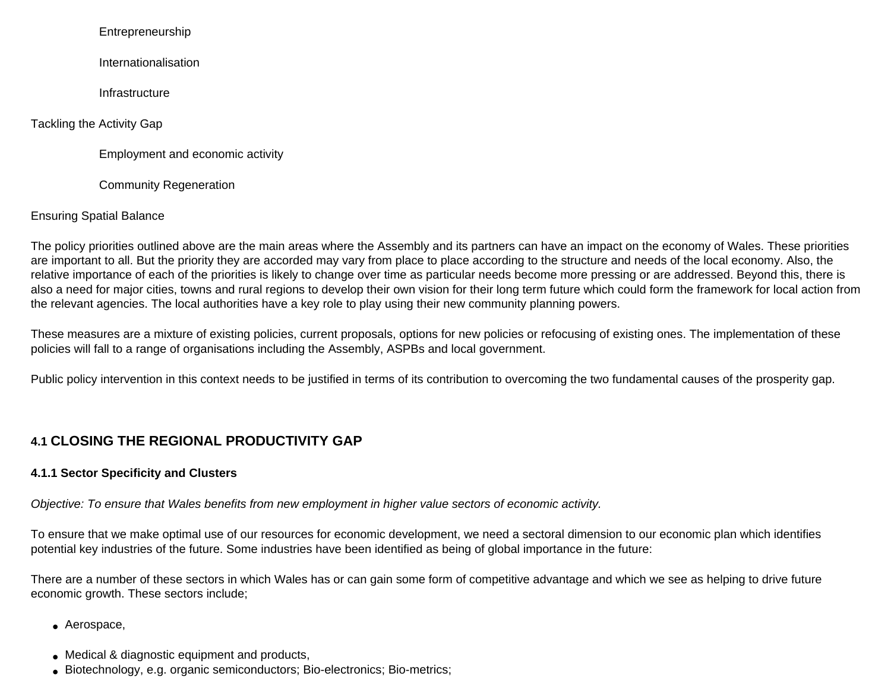Entrepreneurship

Internationalisation

Infrastructure

Tackling the Activity Gap

Employment and economic activity

Community Regeneration

Ensuring Spatial Balance

The policy priorities outlined above are the main areas where the Assembly and its partners can have an impact on the economy of Wales. These priorities are important to all. But the priority they are accorded may vary from place to place according to the structure and needs of the local economy. Also, the relative importance of each of the priorities is likely to change over time as particular needs become more pressing or are addressed. Beyond this, there is also a need for major cities, towns and rural regions to develop their own vision for their long term future which could form the framework for local action from the relevant agencies. The local authorities have a key role to play using their new community planning powers.

These measures are a mixture of existing policies, current proposals, options for new policies or refocusing of existing ones. The implementation of these policies will fall to a range of organisations including the Assembly, ASPBs and local government.

Public policy intervention in this context needs to be justified in terms of its contribution to overcoming the two fundamental causes of the prosperity gap.

## 4.1 CLOSING THE REGIONAL PRODUCTIVITY GAP

### 4.1.1 Sector Specificity and Clusters

*Objective: To ensure that Wales benefits from new employment in higher value sectors of economic activity.*

To ensure that we make optimal use of our resources for economic development, we need a sectoral dimension to our economic plan which identifies potential key industries of the future. Some industries have been identified as being of global importance in the future:

There are a number of these sectors in which Wales has or can gain some form of competitive advantage and which we see as helping to drive future economic growth. These sectors include;

- Aerospace,
- Medical & diagnostic equipment and products,
- Biotechnology, e.g. organic semiconductors; Bio-electronics; Bio-metrics;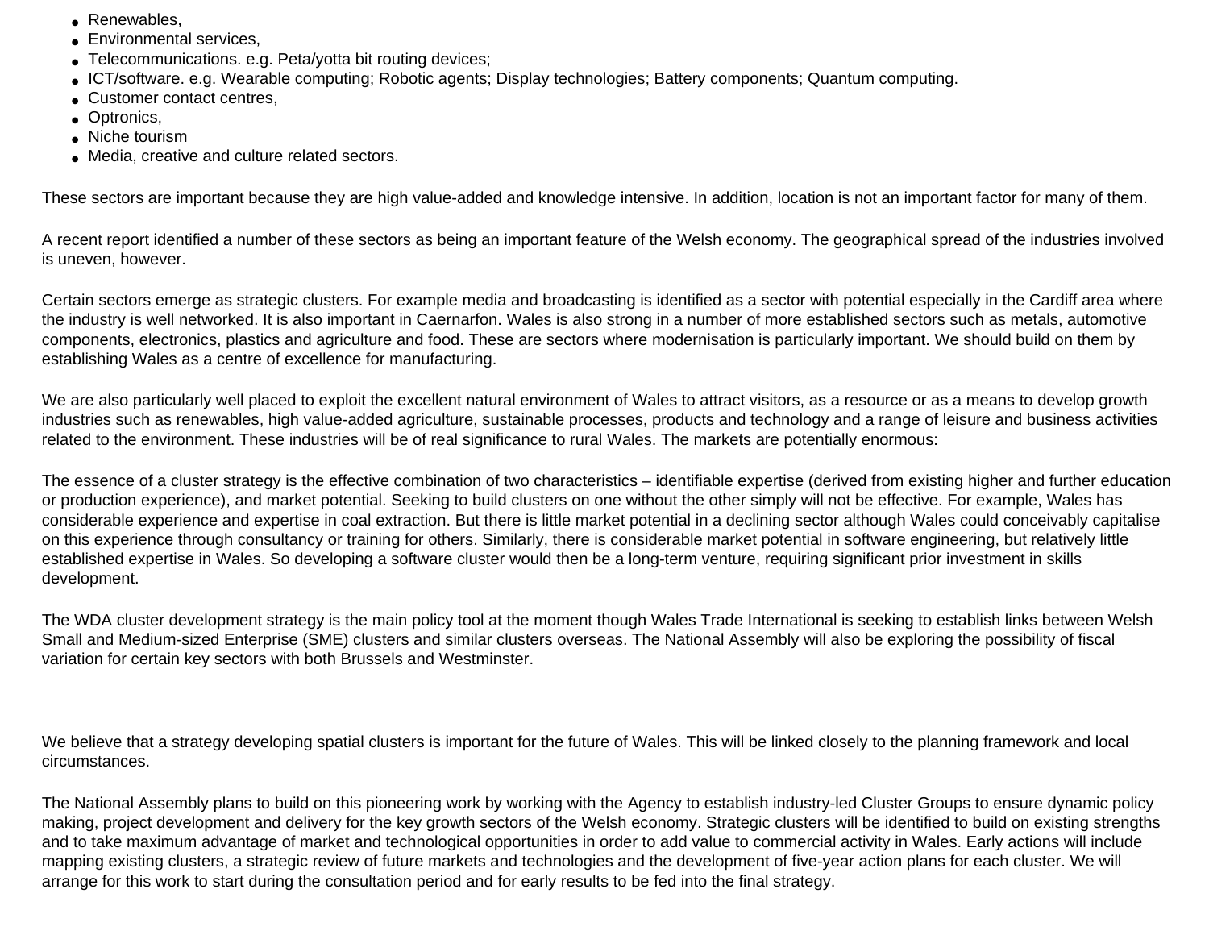- Renewables,
- Environmental services,
- Telecommunications. e.g. Peta/yotta bit routing devices;
- ICT/software. e.g. Wearable computing; Robotic agents; Display technologies; Battery components; Quantum computing.
- Customer contact centres,
- Optronics,
- Niche tourism
- Media, creative and culture related sectors.

These sectors are important because they are high value-added and knowledge intensive. In addition, location is not an important factor for many of them.

A recent report identified a number of these sectors as being an important feature of the Welsh economy. The geographical spread of the industries involved is uneven, however.

Certain sectors emerge as strategic clusters. For example media and broadcasting is identified as a sector with potential especially in the Cardiff area where the industry is well networked. It is also important in Caernarfon. Wales is also strong in a number of more established sectors such as metals, automotive components, electronics, plastics and agriculture and food. These are sectors where modernisation is particularly important. We should build on them by establishing Wales as a centre of excellence for manufacturing.

We are also particularly well placed to exploit the excellent natural environment of Wales to attract visitors, as a resource or as a means to develop growth industries such as renewables, high value-added agriculture, sustainable processes, products and technology and a range of leisure and business activities related to the environment. These industries will be of real significance to rural Wales. The markets are potentially enormous:

The essence of a cluster strategy is the effective combination of two characteristics – identifiable expertise (derived from existing higher and further education or production experience), and market potential. Seeking to build clusters on one without the other simply will not be effective. For example, Wales has considerable experience and expertise in coal extraction. But there is little market potential in a declining sector although Wales could conceivably capitalise on this experience through consultancy or training for others. Similarly, there is considerable market potential in software engineering, but relatively little established expertise in Wales. So developing a software cluster would then be a long-term venture, requiring significant prior investment in skills development.

The WDA cluster development strategy is the main policy tool at the moment though Wales Trade International is seeking to establish links between Welsh Small and Medium-sized Enterprise (SME) clusters and similar clusters overseas. The National Assembly will also be exploring the possibility of fiscal variation for certain key sectors with both Brussels and Westminster.

We believe that a strategy developing spatial clusters is important for the future of Wales. This will be linked closely to the planning framework and local circumstances.

The National Assembly plans to build on this pioneering work by working with the Agency to establish industry-led Cluster Groups to ensure dynamic policy making, project development and delivery for the key growth sectors of the Welsh economy. Strategic clusters will be identified to build on existing strengths and to take maximum advantage of market and technological opportunities in order to add value to commercial activity in Wales. Early actions will include mapping existing clusters, a strategic review of future markets and technologies and the development of five-year action plans for each cluster. We will arrange for this work to start during the consultation period and for early results to be fed into the final strategy.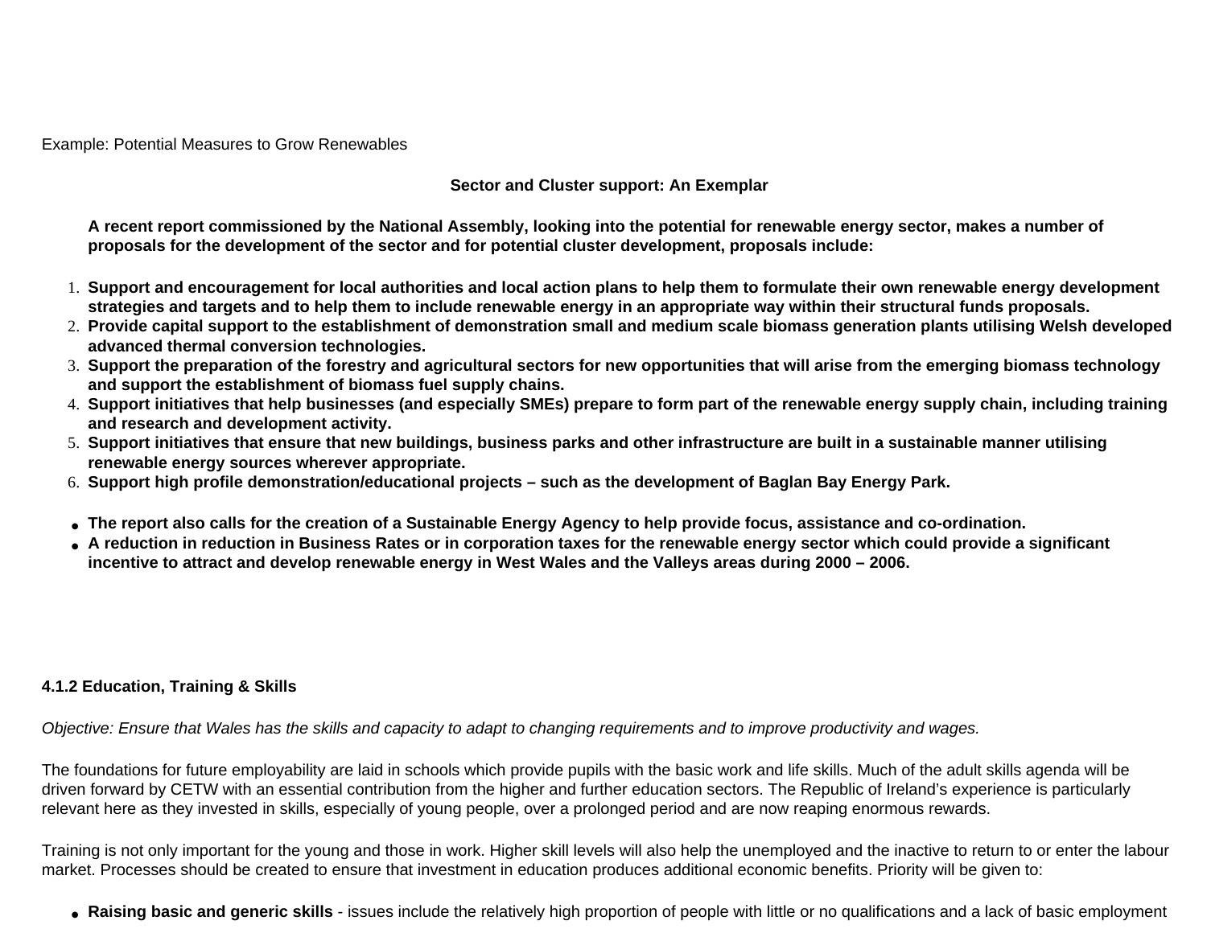Example: Potential Measures to Grow Renewables

**Sector and Cluster support: An Exemplar**

**A recent report commissioned by the National Assembly, looking into the potential for renewable energy sector, makes a number of proposals for the development of the sector and for potential cluster development, proposals include:**

1. **Support and encouragement for local authorities and local action plans to help them to formulate their own renewable energy development strategies and targets and to help them to include renewable energy in an appropriate way within their structural funds proposals.**
2. **Provide capital support to the establishment of demonstration small and medium scale biomass generation plants utilising Welsh developed advanced thermal conversion technologies.**
3. **Support the preparation of the forestry and agricultural sectors for new opportunities that will arise from the emerging biomass technology and support the establishment of biomass fuel supply chains.**
4. **Support initiatives that help businesses (and especially SMEs) prepare to form part of the renewable energy supply chain, including training and research and development activity.**
5. **Support initiatives that ensure that new buildings, business parks and other infrastructure are built in a sustainable manner utilising renewable energy sources wherever appropriate.**
6. **Support high profile demonstration/educational projects – such as the development of Baglan Bay Energy Park.**

- **The report also calls for the creation of a Sustainable Energy Agency to help provide focus, assistance and co-ordination.**
- **A reduction in reduction in Business Rates or in corporation taxes for the renewable energy sector which could provide a significant incentive to attract and develop renewable energy in West Wales and the Valleys areas during 2000 – 2006.**

### 4.1.2 Education, Training & Skills

*Objective: Ensure that Wales has the skills and capacity to adapt to changing requirements and to improve productivity and wages.*

The foundations for future employability are laid in schools which provide pupils with the basic work and life skills. Much of the adult skills agenda will be driven forward by CETW with an essential contribution from the higher and further education sectors. The Republic of Ireland's experience is particularly relevant here as they invested in skills, especially of young people, over a prolonged period and are now reaping enormous rewards.

Training is not only important for the young and those in work. Higher skill levels will also help the unemployed and the inactive to return to or enter the labour market. Processes should be created to ensure that investment in education produces additional economic benefits. Priority will be given to:

- **Raising basic and generic skills** - issues include the relatively high proportion of people with little or no qualifications and a lack of basic employment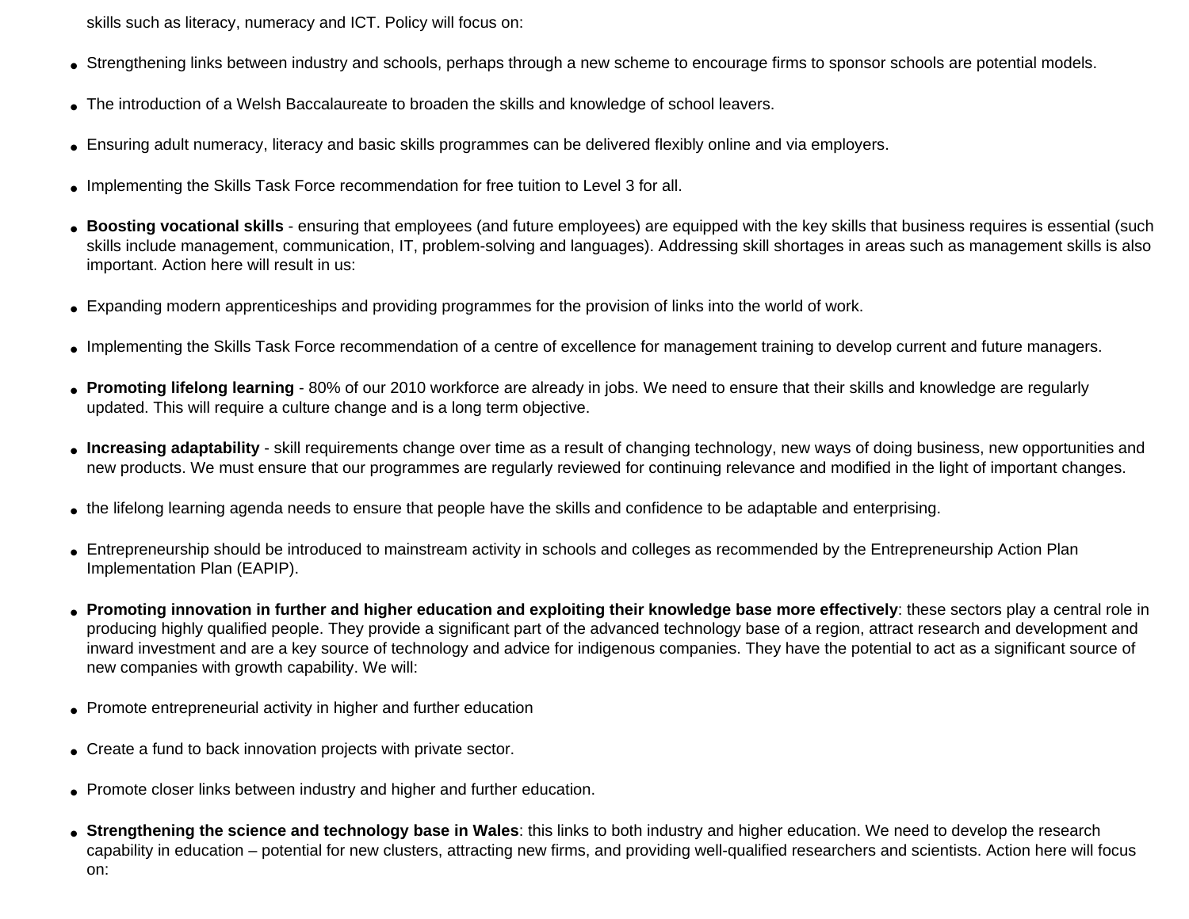skills such as literacy, numeracy and ICT. Policy will focus on:

- Strengthening links between industry and schools, perhaps through a new scheme to encourage firms to sponsor schools are potential models.
- The introduction of a Welsh Baccalaureate to broaden the skills and knowledge of school leavers.
- Ensuring adult numeracy, literacy and basic skills programmes can be delivered flexibly online and via employers.
- Implementing the Skills Task Force recommendation for free tuition to Level 3 for all.
- **Boosting vocational skills** - ensuring that employees (and future employees) are equipped with the key skills that business requires is essential (such skills include management, communication, IT, problem-solving and languages). Addressing skill shortages in areas such as management skills is also important. Action here will result in us:
- Expanding modern apprenticeships and providing programmes for the provision of links into the world of work.
- Implementing the Skills Task Force recommendation of a centre of excellence for management training to develop current and future managers.
- **Promoting lifelong learning** - 80% of our 2010 workforce are already in jobs. We need to ensure that their skills and knowledge are regularly updated. This will require a culture change and is a long term objective.
- **Increasing adaptability** - skill requirements change over time as a result of changing technology, new ways of doing business, new opportunities and new products. We must ensure that our programmes are regularly reviewed for continuing relevance and modified in the light of important changes.
- the lifelong learning agenda needs to ensure that people have the skills and confidence to be adaptable and enterprising.
- Entrepreneurship should be introduced to mainstream activity in schools and colleges as recommended by the Entrepreneurship Action Plan Implementation Plan (EAPIP).
- **Promoting innovation in further and higher education and exploiting their knowledge base more effectively**: these sectors play a central role in producing highly qualified people. They provide a significant part of the advanced technology base of a region, attract research and development and inward investment and are a key source of technology and advice for indigenous companies. They have the potential to act as a significant source of new companies with growth capability. We will:
- Promote entrepreneurial activity in higher and further education
- Create a fund to back innovation projects with private sector.
- Promote closer links between industry and higher and further education.
- **Strengthening the science and technology base in Wales**: this links to both industry and higher education. We need to develop the research capability in education – potential for new clusters, attracting new firms, and providing well-qualified researchers and scientists. Action here will focus on: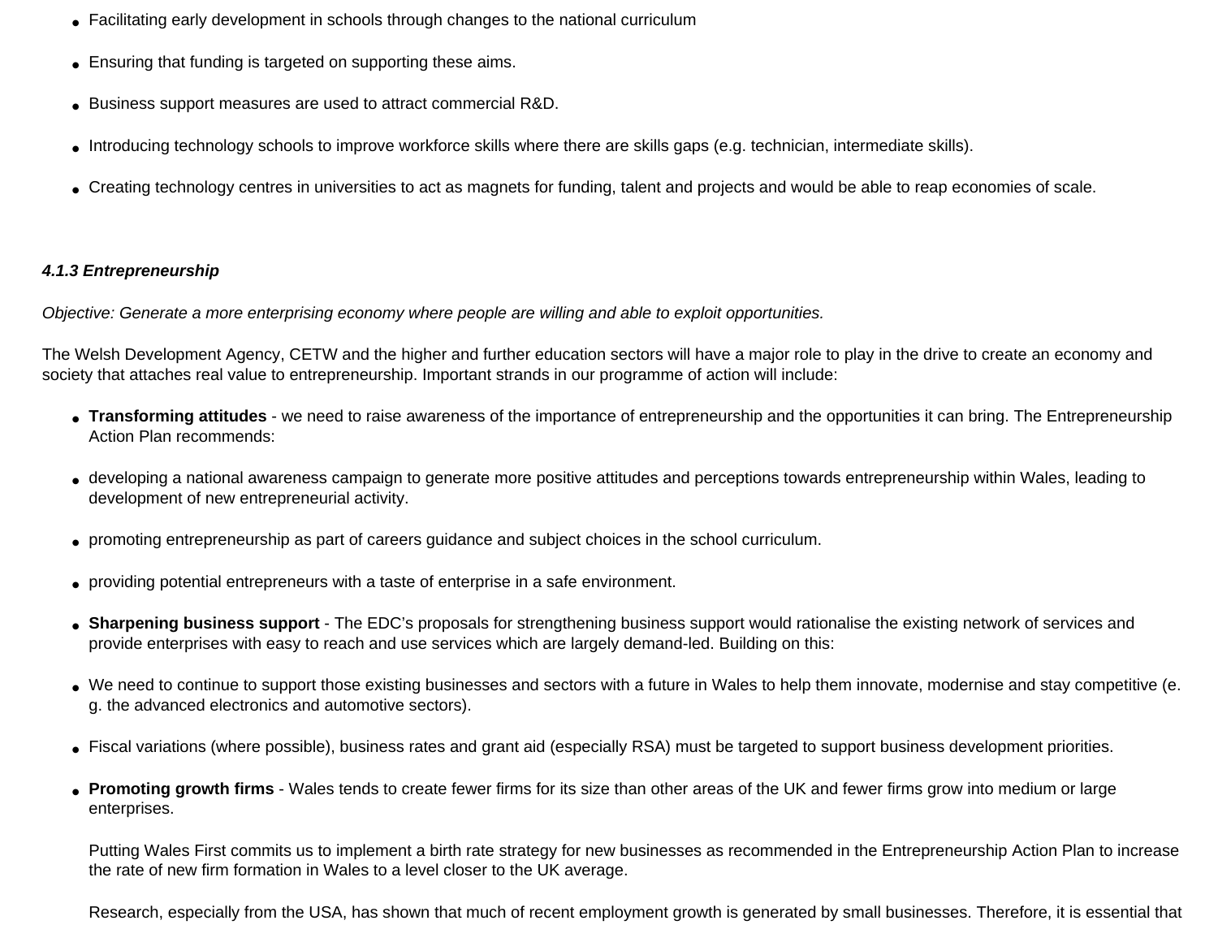- Facilitating early development in schools through changes to the national curriculum
- Ensuring that funding is targeted on supporting these aims.
- Business support measures are used to attract commercial R&D.
- Introducing technology schools to improve workforce skills where there are skills gaps (e.g. technician, intermediate skills).
- Creating technology centres in universities to act as magnets for funding, talent and projects and would be able to reap economies of scale.

#### *4.1.3 Entrepreneurship*

*Objective: Generate a more enterprising economy where people are willing and able to exploit opportunities.*

The Welsh Development Agency, CETW and the higher and further education sectors will have a major role to play in the drive to create an economy and society that attaches real value to entrepreneurship. Important strands in our programme of action will include:

- **Transforming attitudes** - we need to raise awareness of the importance of entrepreneurship and the opportunities it can bring. The Entrepreneurship Action Plan recommends:
- developing a national awareness campaign to generate more positive attitudes and perceptions towards entrepreneurship within Wales, leading to development of new entrepreneurial activity.
- promoting entrepreneurship as part of careers guidance and subject choices in the school curriculum.
- providing potential entrepreneurs with a taste of enterprise in a safe environment.
- **Sharpening business support** - The EDC's proposals for strengthening business support would rationalise the existing network of services and provide enterprises with easy to reach and use services which are largely demand-led. Building on this:
- We need to continue to support those existing businesses and sectors with a future in Wales to help them innovate, modernise and stay competitive (e. g. the advanced electronics and automotive sectors).
- Fiscal variations (where possible), business rates and grant aid (especially RSA) must be targeted to support business development priorities.
- **Promoting growth firms** - Wales tends to create fewer firms for its size than other areas of the UK and fewer firms grow into medium or large enterprises.

  Putting Wales First commits us to implement a birth rate strategy for new businesses as recommended in the Entrepreneurship Action Plan to increase the rate of new firm formation in Wales to a level closer to the UK average.

  Research, especially from the USA, has shown that much of recent employment growth is generated by small businesses. Therefore, it is essential that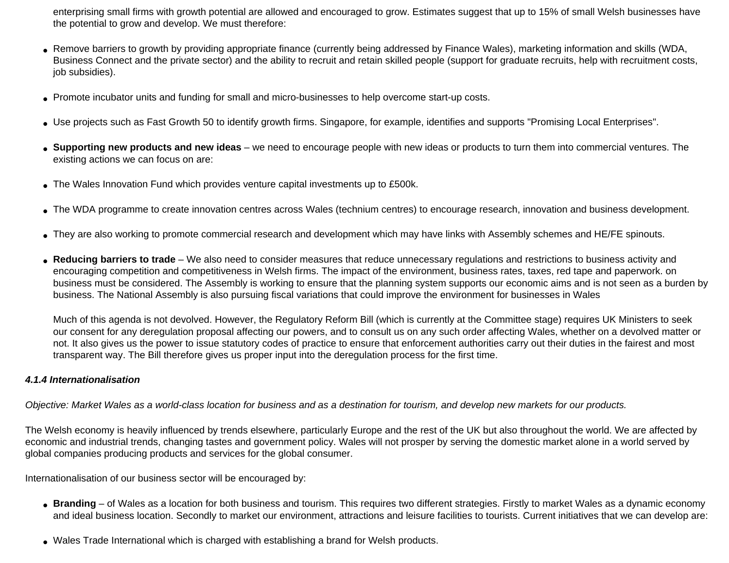enterprising small firms with growth potential are allowed and encouraged to grow. Estimates suggest that up to 15% of small Welsh businesses have the potential to grow and develop. We must therefore:

- Remove barriers to growth by providing appropriate finance (currently being addressed by Finance Wales), marketing information and skills (WDA, Business Connect and the private sector) and the ability to recruit and retain skilled people (support for graduate recruits, help with recruitment costs, job subsidies).

- Promote incubator units and funding for small and micro-businesses to help overcome start-up costs.

- Use projects such as Fast Growth 50 to identify growth firms. Singapore, for example, identifies and supports "Promising Local Enterprises".

- **Supporting new products and new ideas** – we need to encourage people with new ideas or products to turn them into commercial ventures. The existing actions we can focus on are:

- The Wales Innovation Fund which provides venture capital investments up to £500k.

- The WDA programme to create innovation centres across Wales (technium centres) to encourage research, innovation and business development.

- They are also working to promote commercial research and development which may have links with Assembly schemes and HE/FE spinouts.

- **Reducing barriers to trade** – We also need to consider measures that reduce unnecessary regulations and restrictions to business activity and encouraging competition and competitiveness in Welsh firms. The impact of the environment, business rates, taxes, red tape and paperwork. on business must be considered. The Assembly is working to ensure that the planning system supports our economic aims and is not seen as a burden by business. The National Assembly is also pursuing fiscal variations that could improve the environment for businesses in Wales

  Much of this agenda is not devolved. However, the Regulatory Reform Bill (which is currently at the Committee stage) requires UK Ministers to seek our consent for any deregulation proposal affecting our powers, and to consult us on any such order affecting Wales, whether on a devolved matter or not. It also gives us the power to issue statutory codes of practice to ensure that enforcement authorities carry out their duties in the fairest and most transparent way. The Bill therefore gives us proper input into the deregulation process for the first time.

#### *4.1.4 Internationalisation*

*Objective: Market Wales as a world-class location for business and as a destination for tourism, and develop new markets for our products.*

The Welsh economy is heavily influenced by trends elsewhere, particularly Europe and the rest of the UK but also throughout the world. We are affected by economic and industrial trends, changing tastes and government policy. Wales will not prosper by serving the domestic market alone in a world served by global companies producing products and services for the global consumer.

Internationalisation of our business sector will be encouraged by:

- **Branding** – of Wales as a location for both business and tourism. This requires two different strategies. Firstly to market Wales as a dynamic economy and ideal business location. Secondly to market our environment, attractions and leisure facilities to tourists. Current initiatives that we can develop are:

- Wales Trade International which is charged with establishing a brand for Welsh products.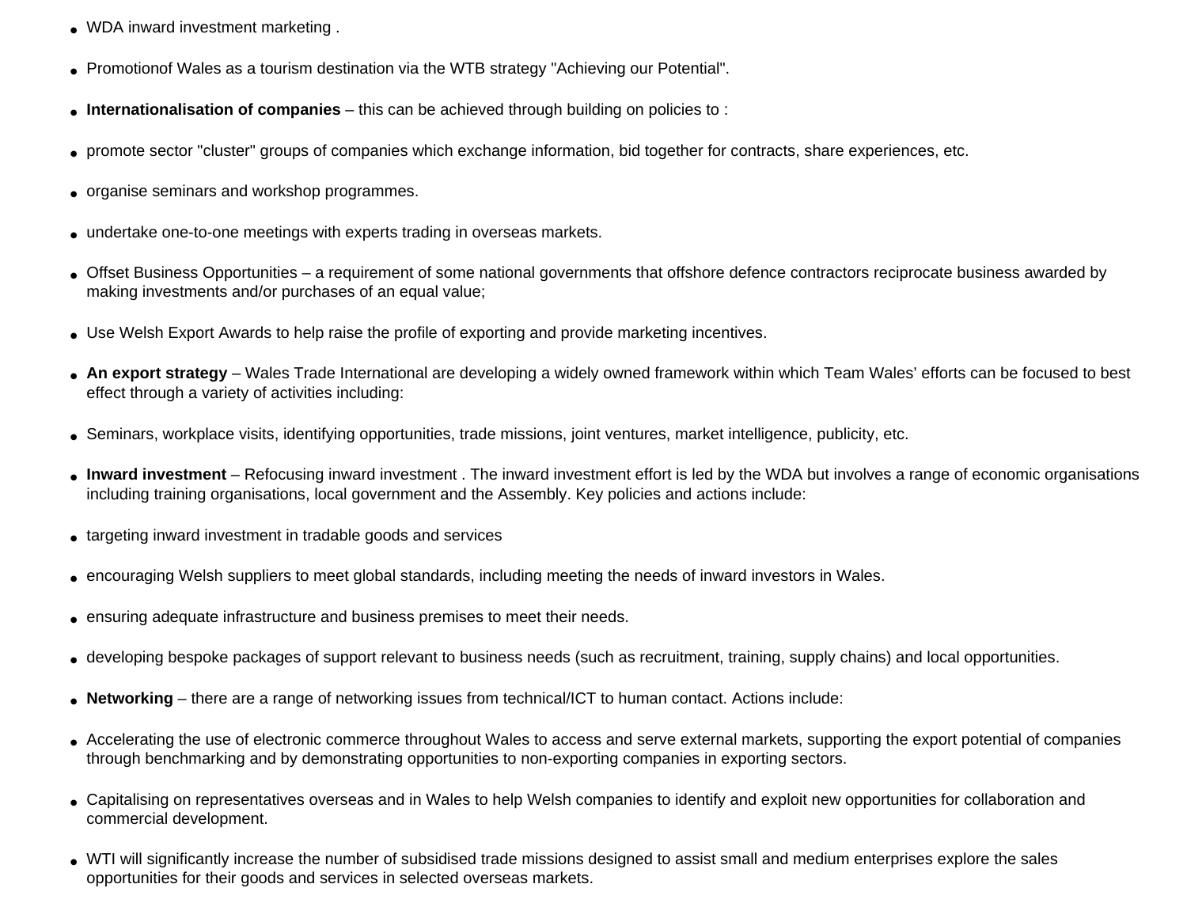- WDA inward investment marketing .
- Promotionof Wales as a tourism destination via the WTB strategy "Achieving our Potential".
- **Internationalisation of companies** – this can be achieved through building on policies to :
- promote sector "cluster" groups of companies which exchange information, bid together for contracts, share experiences, etc.
- organise seminars and workshop programmes.
- undertake one-to-one meetings with experts trading in overseas markets.
- Offset Business Opportunities – a requirement of some national governments that offshore defence contractors reciprocate business awarded by making investments and/or purchases of an equal value;
- Use Welsh Export Awards to help raise the profile of exporting and provide marketing incentives.
- **An export strategy** – Wales Trade International are developing a widely owned framework within which Team Wales' efforts can be focused to best effect through a variety of activities including:
- Seminars, workplace visits, identifying opportunities, trade missions, joint ventures, market intelligence, publicity, etc.
- **Inward investment** – Refocusing inward investment . The inward investment effort is led by the WDA but involves a range of economic organisations including training organisations, local government and the Assembly. Key policies and actions include:
- targeting inward investment in tradable goods and services
- encouraging Welsh suppliers to meet global standards, including meeting the needs of inward investors in Wales.
- ensuring adequate infrastructure and business premises to meet their needs.
- developing bespoke packages of support relevant to business needs (such as recruitment, training, supply chains) and local opportunities.
- **Networking** – there are a range of networking issues from technical/ICT to human contact. Actions include:
- Accelerating the use of electronic commerce throughout Wales to access and serve external markets, supporting the export potential of companies through benchmarking and by demonstrating opportunities to non-exporting companies in exporting sectors.
- Capitalising on representatives overseas and in Wales to help Welsh companies to identify and exploit new opportunities for collaboration and commercial development.
- WTI will significantly increase the number of subsidised trade missions designed to assist small and medium enterprises explore the sales opportunities for their goods and services in selected overseas markets.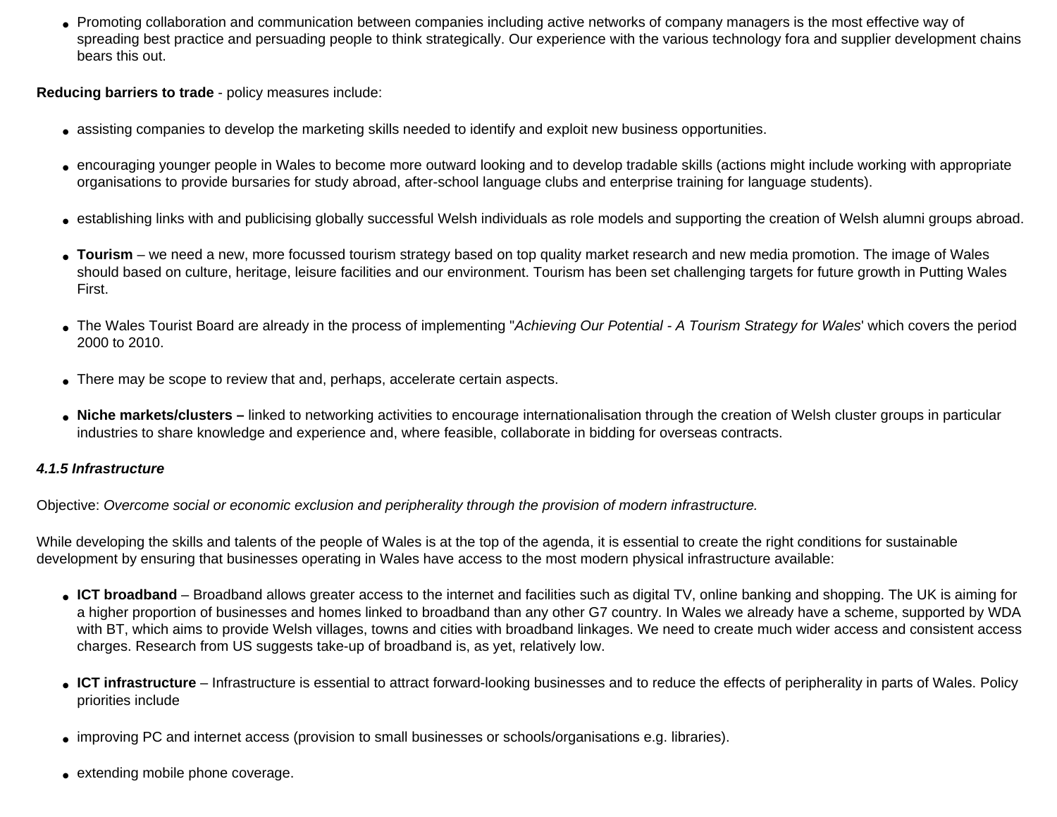- Promoting collaboration and communication between companies including active networks of company managers is the most effective way of spreading best practice and persuading people to think strategically. Our experience with the various technology fora and supplier development chains bears this out.

**Reducing barriers to trade** - policy measures include:

- assisting companies to develop the marketing skills needed to identify and exploit new business opportunities.
- encouraging younger people in Wales to become more outward looking and to develop tradable skills (actions might include working with appropriate organisations to provide bursaries for study abroad, after-school language clubs and enterprise training for language students).
- establishing links with and publicising globally successful Welsh individuals as role models and supporting the creation of Welsh alumni groups abroad.
- **Tourism** – we need a new, more focussed tourism strategy based on top quality market research and new media promotion. The image of Wales should based on culture, heritage, leisure facilities and our environment. Tourism has been set challenging targets for future growth in Putting Wales First.
- The Wales Tourist Board are already in the process of implementing "*Achieving Our Potential - A Tourism Strategy for Wales*' which covers the period 2000 to 2010.
- There may be scope to review that and, perhaps, accelerate certain aspects.
- **Niche markets/clusters –** linked to networking activities to encourage internationalisation through the creation of Welsh cluster groups in particular industries to share knowledge and experience and, where feasible, collaborate in bidding for overseas contracts.

#### *4.1.5 Infrastructure*

Objective: *Overcome social or economic exclusion and peripherality through the provision of modern infrastructure.*

While developing the skills and talents of the people of Wales is at the top of the agenda, it is essential to create the right conditions for sustainable development by ensuring that businesses operating in Wales have access to the most modern physical infrastructure available:

- **ICT broadband** – Broadband allows greater access to the internet and facilities such as digital TV, online banking and shopping. The UK is aiming for a higher proportion of businesses and homes linked to broadband than any other G7 country. In Wales we already have a scheme, supported by WDA with BT, which aims to provide Welsh villages, towns and cities with broadband linkages. We need to create much wider access and consistent access charges. Research from US suggests take-up of broadband is, as yet, relatively low.
- **ICT infrastructure** – Infrastructure is essential to attract forward-looking businesses and to reduce the effects of peripherality in parts of Wales. Policy priorities include
- improving PC and internet access (provision to small businesses or schools/organisations e.g. libraries).
- extending mobile phone coverage.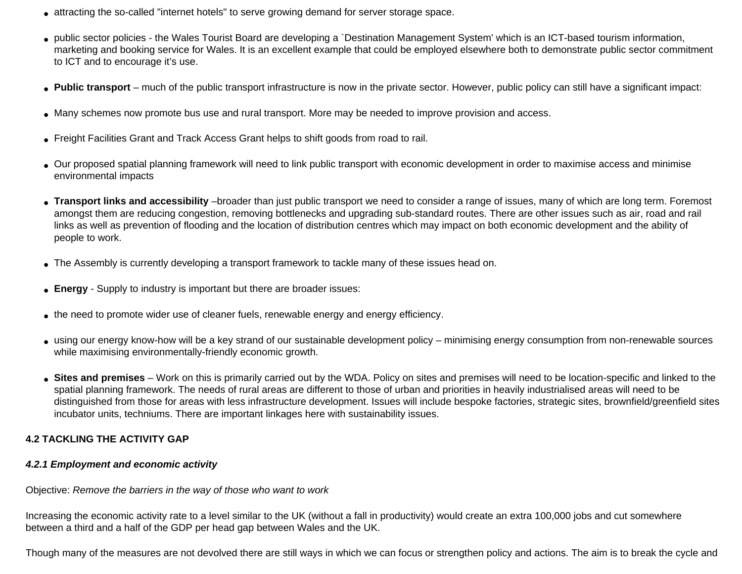- attracting the so-called "internet hotels" to serve growing demand for server storage space.

- public sector policies - the Wales Tourist Board are developing a `Destination Management System' which is an ICT-based tourism information, marketing and booking service for Wales. It is an excellent example that could be employed elsewhere both to demonstrate public sector commitment to ICT and to encourage it’s use.

- **Public transport** – much of the public transport infrastructure is now in the private sector. However, public policy can still have a significant impact:

- Many schemes now promote bus use and rural transport. More may be needed to improve provision and access.

- Freight Facilities Grant and Track Access Grant helps to shift goods from road to rail.

- Our proposed spatial planning framework will need to link public transport with economic development in order to maximise access and minimise environmental impacts

- **Transport links and accessibility** –broader than just public transport we need to consider a range of issues, many of which are long term. Foremost amongst them are reducing congestion, removing bottlenecks and upgrading sub-standard routes. There are other issues such as air, road and rail links as well as prevention of flooding and the location of distribution centres which may impact on both economic development and the ability of people to work.

- The Assembly is currently developing a transport framework to tackle many of these issues head on.

- **Energy** - Supply to industry is important but there are broader issues:

- the need to promote wider use of cleaner fuels, renewable energy and energy efficiency.

- using our energy know-how will be a key strand of our sustainable development policy – minimising energy consumption from non-renewable sources while maximising environmentally-friendly economic growth.

- **Sites and premises** – Work on this is primarily carried out by the WDA. Policy on sites and premises will need to be location-specific and linked to the spatial planning framework. The needs of rural areas are different to those of urban and priorities in heavily industrialised areas will need to be distinguished from those for areas with less infrastructure development. Issues will include bespoke factories, strategic sites, brownfield/greenfield sites incubator units, techniums. There are important linkages here with sustainability issues.

## 4.2 TACKLING THE ACTIVITY GAP

### *4.2.1 Employment and economic activity*

Objective: *Remove the barriers in the way of those who want to work*

Increasing the economic activity rate to a level similar to the UK (without a fall in productivity) would create an extra 100,000 jobs and cut somewhere between a third and a half of the GDP per head gap between Wales and the UK.

Though many of the measures are not devolved there are still ways in which we can focus or strengthen policy and actions. The aim is to break the cycle and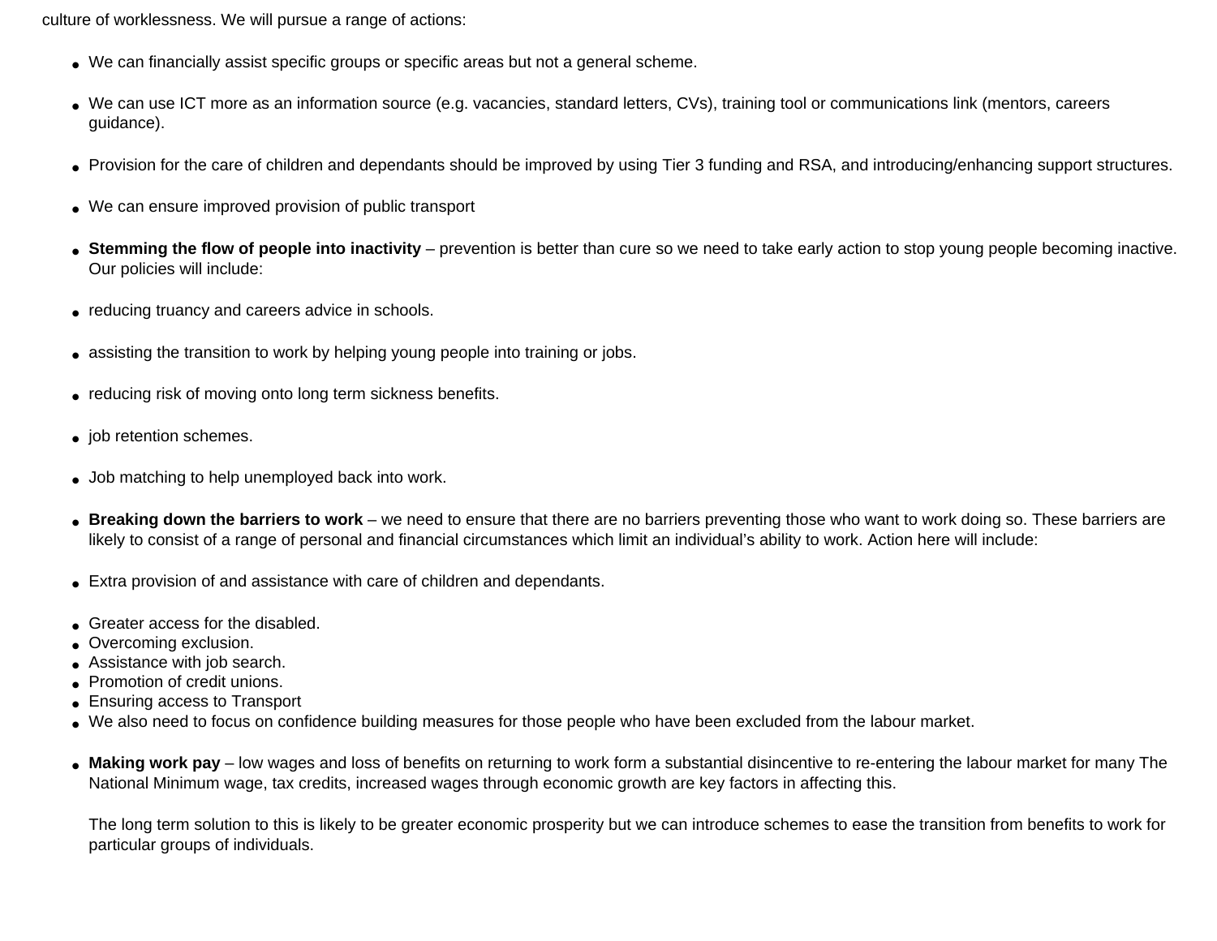culture of worklessness. We will pursue a range of actions:

- We can financially assist specific groups or specific areas but not a general scheme.

- We can use ICT more as an information source (e.g. vacancies, standard letters, CVs), training tool or communications link (mentors, careers guidance).

- Provision for the care of children and dependants should be improved by using Tier 3 funding and RSA, and introducing/enhancing support structures.

- We can ensure improved provision of public transport

- **Stemming the flow of people into inactivity** – prevention is better than cure so we need to take early action to stop young people becoming inactive. Our policies will include:

- reducing truancy and careers advice in schools.

- assisting the transition to work by helping young people into training or jobs.

- reducing risk of moving onto long term sickness benefits.

- job retention schemes.

- Job matching to help unemployed back into work.

- **Breaking down the barriers to work** – we need to ensure that there are no barriers preventing those who want to work doing so. These barriers are likely to consist of a range of personal and financial circumstances which limit an individual's ability to work. Action here will include:

- Extra provision of and assistance with care of children and dependants.

- Greater access for the disabled.
- Overcoming exclusion.
- Assistance with job search.
- Promotion of credit unions.
- Ensuring access to Transport
- We also need to focus on confidence building measures for those people who have been excluded from the labour market.

- **Making work pay** – low wages and loss of benefits on returning to work form a substantial disincentive to re-entering the labour market for many The National Minimum wage, tax credits, increased wages through economic growth are key factors in affecting this.

  The long term solution to this is likely to be greater economic prosperity but we can introduce schemes to ease the transition from benefits to work for particular groups of individuals.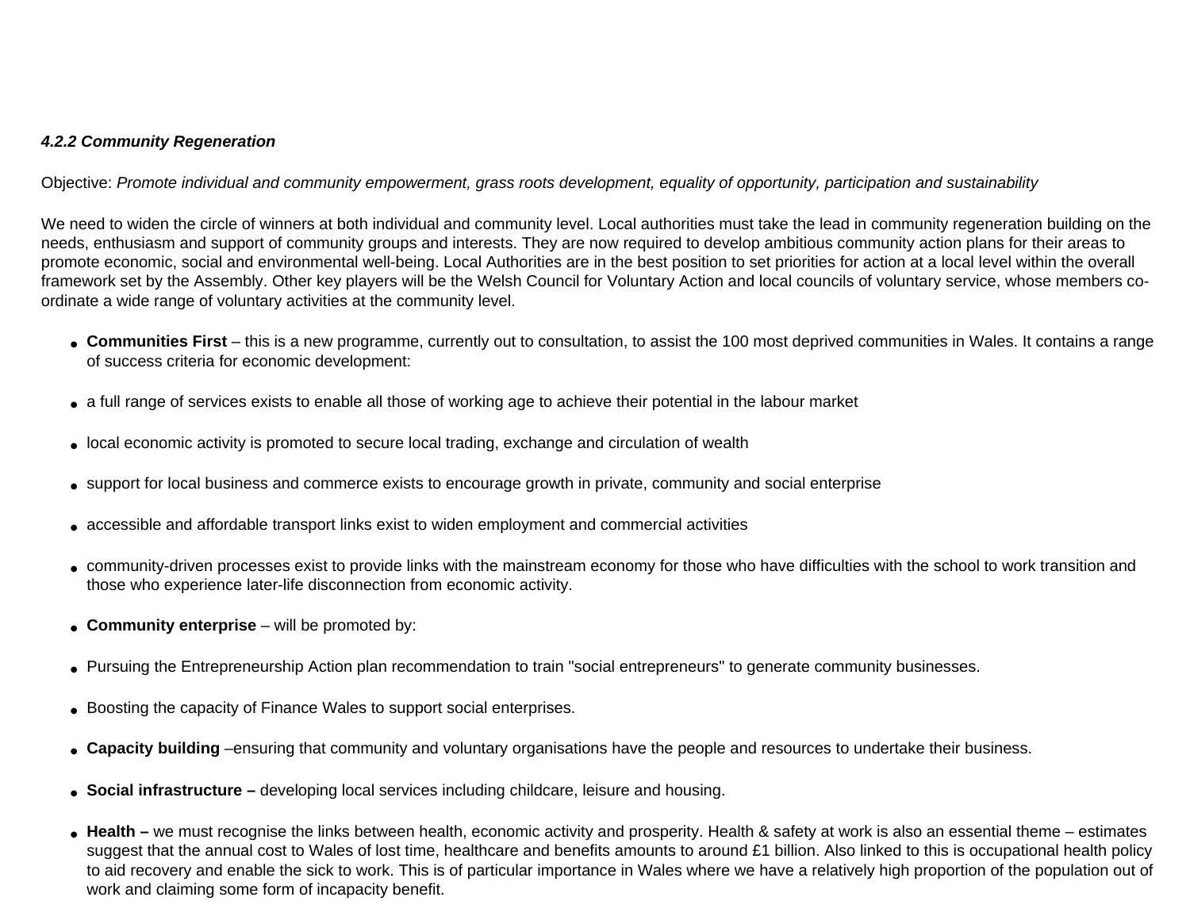### *4.2.2 Community Regeneration*

Objective: *Promote individual and community empowerment, grass roots development, equality of opportunity, participation and sustainability*

We need to widen the circle of winners at both individual and community level. Local authorities must take the lead in community regeneration building on the needs, enthusiasm and support of community groups and interests. They are now required to develop ambitious community action plans for their areas to promote economic, social and environmental well-being. Local Authorities are in the best position to set priorities for action at a local level within the overall framework set by the Assembly. Other key players will be the Welsh Council for Voluntary Action and local councils of voluntary service, whose members co-ordinate a wide range of voluntary activities at the community level.

- **Communities First** – this is a new programme, currently out to consultation, to assist the 100 most deprived communities in Wales. It contains a range of success criteria for economic development:
- a full range of services exists to enable all those of working age to achieve their potential in the labour market
- local economic activity is promoted to secure local trading, exchange and circulation of wealth
- support for local business and commerce exists to encourage growth in private, community and social enterprise
- accessible and affordable transport links exist to widen employment and commercial activities
- community-driven processes exist to provide links with the mainstream economy for those who have difficulties with the school to work transition and those who experience later-life disconnection from economic activity.
- **Community enterprise** – will be promoted by:
- Pursuing the Entrepreneurship Action plan recommendation to train "social entrepreneurs" to generate community businesses.
- Boosting the capacity of Finance Wales to support social enterprises.
- **Capacity building** –ensuring that community and voluntary organisations have the people and resources to undertake their business.
- **Social infrastructure –** developing local services including childcare, leisure and housing.
- **Health –** we must recognise the links between health, economic activity and prosperity. Health & safety at work is also an essential theme – estimates suggest that the annual cost to Wales of lost time, healthcare and benefits amounts to around £1 billion. Also linked to this is occupational health policy to aid recovery and enable the sick to work. This is of particular importance in Wales where we have a relatively high proportion of the population out of work and claiming some form of incapacity benefit.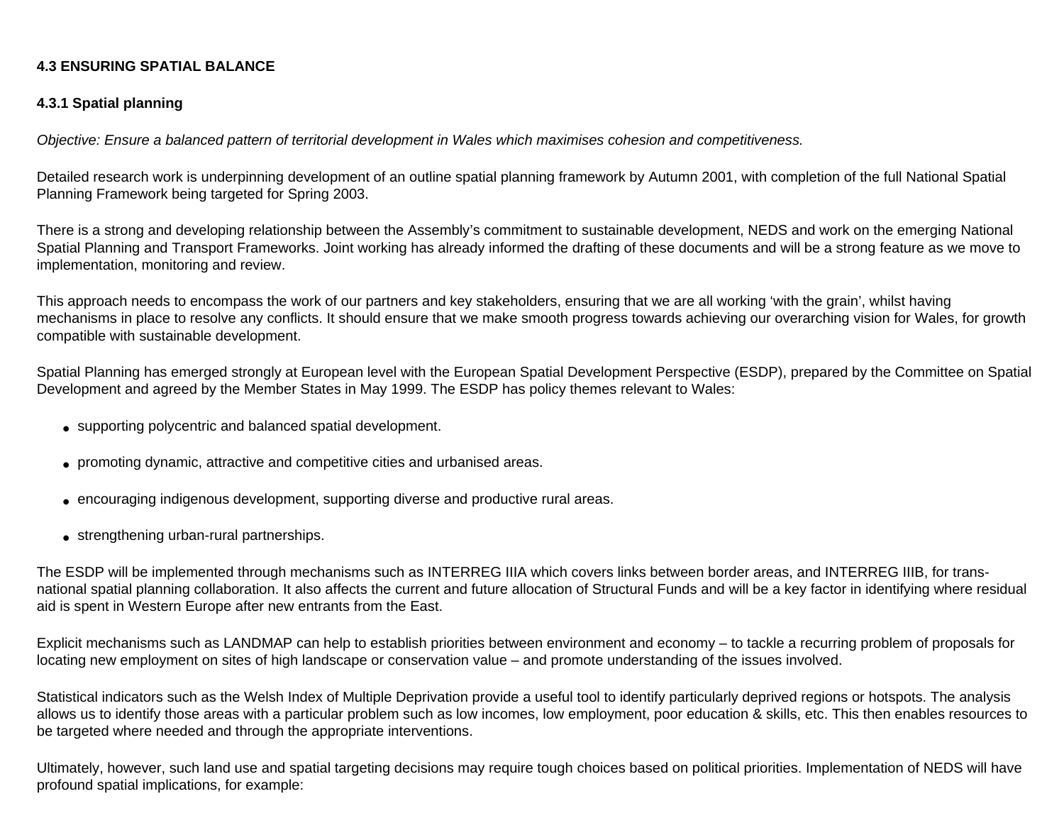### 4.3 ENSURING SPATIAL BALANCE

#### 4.3.1 Spatial planning

*Objective: Ensure a balanced pattern of territorial development in Wales which maximises cohesion and competitiveness.*

Detailed research work is underpinning development of an outline spatial planning framework by Autumn 2001, with completion of the full National Spatial Planning Framework being targeted for Spring 2003.

There is a strong and developing relationship between the Assembly's commitment to sustainable development, NEDS and work on the emerging National Spatial Planning and Transport Frameworks. Joint working has already informed the drafting of these documents and will be a strong feature as we move to implementation, monitoring and review.

This approach needs to encompass the work of our partners and key stakeholders, ensuring that we are all working 'with the grain', whilst having mechanisms in place to resolve any conflicts. It should ensure that we make smooth progress towards achieving our overarching vision for Wales, for growth compatible with sustainable development.

Spatial Planning has emerged strongly at European level with the European Spatial Development Perspective (ESDP), prepared by the Committee on Spatial Development and agreed by the Member States in May 1999. The ESDP has policy themes relevant to Wales:

- supporting polycentric and balanced spatial development.
- promoting dynamic, attractive and competitive cities and urbanised areas.
- encouraging indigenous development, supporting diverse and productive rural areas.
- strengthening urban-rural partnerships.

The ESDP will be implemented through mechanisms such as INTERREG IIIA which covers links between border areas, and INTERREG IIIB, for trans-national spatial planning collaboration. It also affects the current and future allocation of Structural Funds and will be a key factor in identifying where residual aid is spent in Western Europe after new entrants from the East.

Explicit mechanisms such as LANDMAP can help to establish priorities between environment and economy – to tackle a recurring problem of proposals for locating new employment on sites of high landscape or conservation value – and promote understanding of the issues involved.

Statistical indicators such as the Welsh Index of Multiple Deprivation provide a useful tool to identify particularly deprived regions or hotspots. The analysis allows us to identify those areas with a particular problem such as low incomes, low employment, poor education & skills, etc. This then enables resources to be targeted where needed and through the appropriate interventions.

Ultimately, however, such land use and spatial targeting decisions may require tough choices based on political priorities. Implementation of NEDS will have profound spatial implications, for example: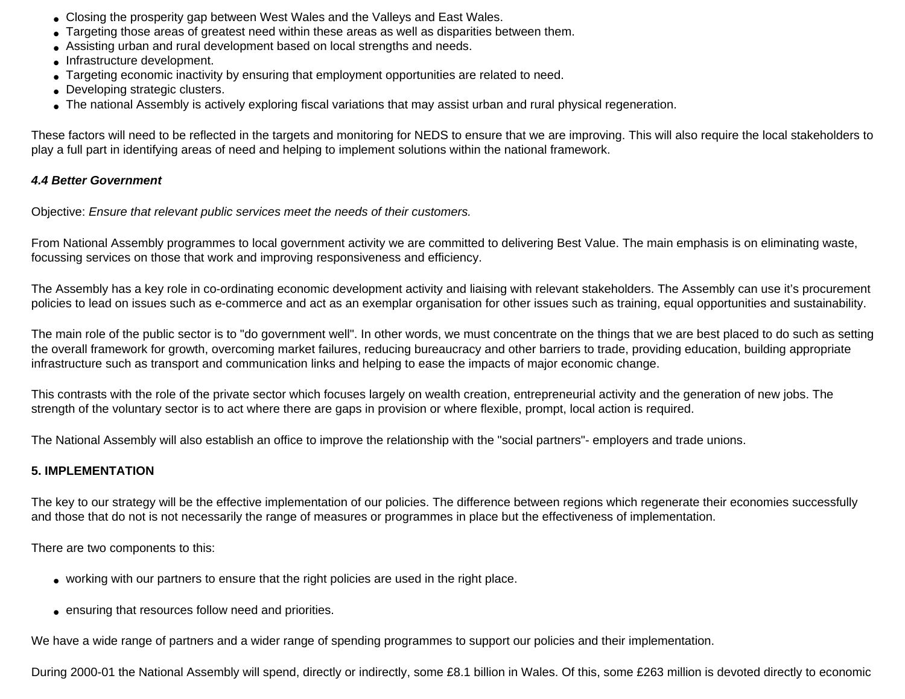- Closing the prosperity gap between West Wales and the Valleys and East Wales.
- Targeting those areas of greatest need within these areas as well as disparities between them.
- Assisting urban and rural development based on local strengths and needs.
- Infrastructure development.
- Targeting economic inactivity by ensuring that employment opportunities are related to need.
- Developing strategic clusters.
- The national Assembly is actively exploring fiscal variations that may assist urban and rural physical regeneration.

These factors will need to be reflected in the targets and monitoring for NEDS to ensure that we are improving. This will also require the local stakeholders to play a full part in identifying areas of need and helping to implement solutions within the national framework.

***4.4 Better Government***

Objective: *Ensure that relevant public services meet the needs of their customers.*

From National Assembly programmes to local government activity we are committed to delivering Best Value. The main emphasis is on eliminating waste, focussing services on those that work and improving responsiveness and efficiency.

The Assembly has a key role in co-ordinating economic development activity and liaising with relevant stakeholders. The Assembly can use it's procurement policies to lead on issues such as e-commerce and act as an exemplar organisation for other issues such as training, equal opportunities and sustainability.

The main role of the public sector is to "do government well". In other words, we must concentrate on the things that we are best placed to do such as setting the overall framework for growth, overcoming market failures, reducing bureaucracy and other barriers to trade, providing education, building appropriate infrastructure such as transport and communication links and helping to ease the impacts of major economic change.

This contrasts with the role of the private sector which focuses largely on wealth creation, entrepreneurial activity and the generation of new jobs. The strength of the voluntary sector is to act where there are gaps in provision or where flexible, prompt, local action is required.

The National Assembly will also establish an office to improve the relationship with the "social partners"- employers and trade unions.

**5. IMPLEMENTATION**

The key to our strategy will be the effective implementation of our policies. The difference between regions which regenerate their economies successfully and those that do not is not necessarily the range of measures or programmes in place but the effectiveness of implementation.

There are two components to this:

- working with our partners to ensure that the right policies are used in the right place.

- ensuring that resources follow need and priorities.

We have a wide range of partners and a wider range of spending programmes to support our policies and their implementation.

During 2000-01 the National Assembly will spend, directly or indirectly, some £8.1 billion in Wales. Of this, some £263 million is devoted directly to economic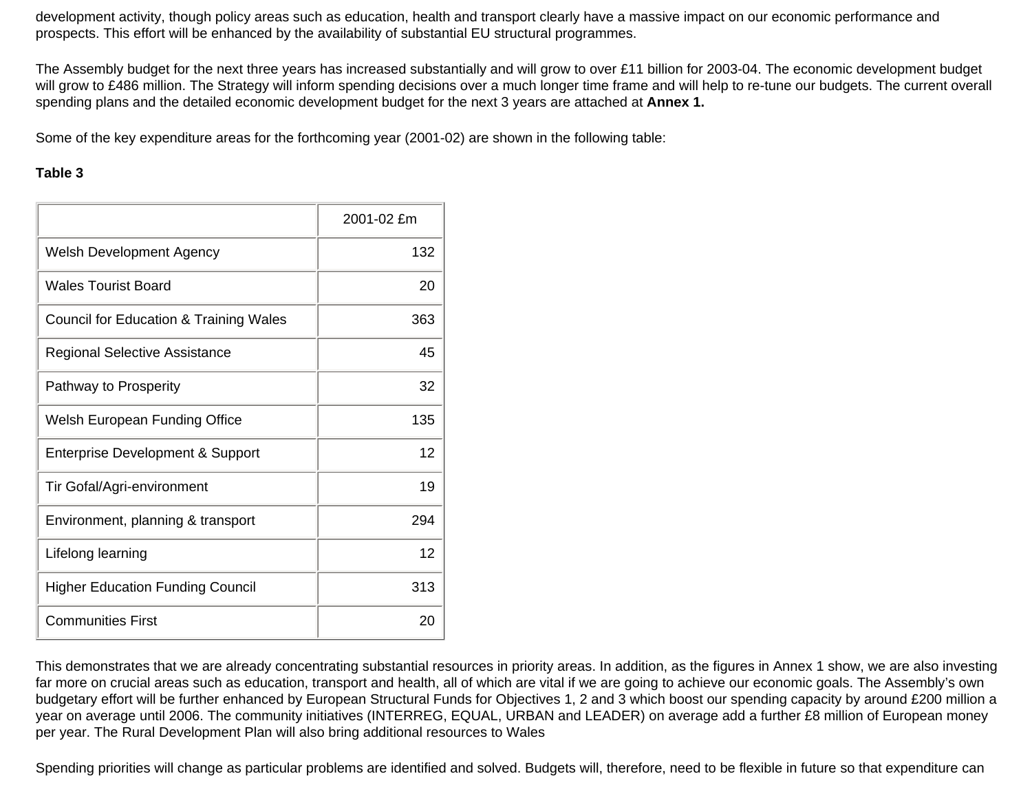development activity, though policy areas such as education, health and transport clearly have a massive impact on our economic performance and prospects. This effort will be enhanced by the availability of substantial EU structural programmes.

The Assembly budget for the next three years has increased substantially and will grow to over £11 billion for 2003-04. The economic development budget will grow to £486 million. The Strategy will inform spending decisions over a much longer time frame and will help to re-tune our budgets. The current overall spending plans and the detailed economic development budget for the next 3 years are attached at **Annex 1.**

Some of the key expenditure areas for the forthcoming year (2001-02) are shown in the following table:

**Table 3**

| | 2001-02 £m |
|---|---:|
| Welsh Development Agency | 132 |
| Wales Tourist Board | 20 |
| Council for Education & Training Wales | 363 |
| Regional Selective Assistance | 45 |
| Pathway to Prosperity | 32 |
| Welsh European Funding Office | 135 |
| Enterprise Development & Support | 12 |
| Tir Gofal/Agri-environment | 19 |
| Environment, planning & transport | 294 |
| Lifelong learning | 12 |
| Higher Education Funding Council | 313 |
| Communities First | 20 |

This demonstrates that we are already concentrating substantial resources in priority areas. In addition, as the figures in Annex 1 show, we are also investing far more on crucial areas such as education, transport and health, all of which are vital if we are going to achieve our economic goals. The Assembly's own budgetary effort will be further enhanced by European Structural Funds for Objectives 1, 2 and 3 which boost our spending capacity by around £200 million a year on average until 2006. The community initiatives (INTERREG, EQUAL, URBAN and LEADER) on average add a further £8 million of European money per year. The Rural Development Plan will also bring additional resources to Wales

Spending priorities will change as particular problems are identified and solved. Budgets will, therefore, need to be flexible in future so that expenditure can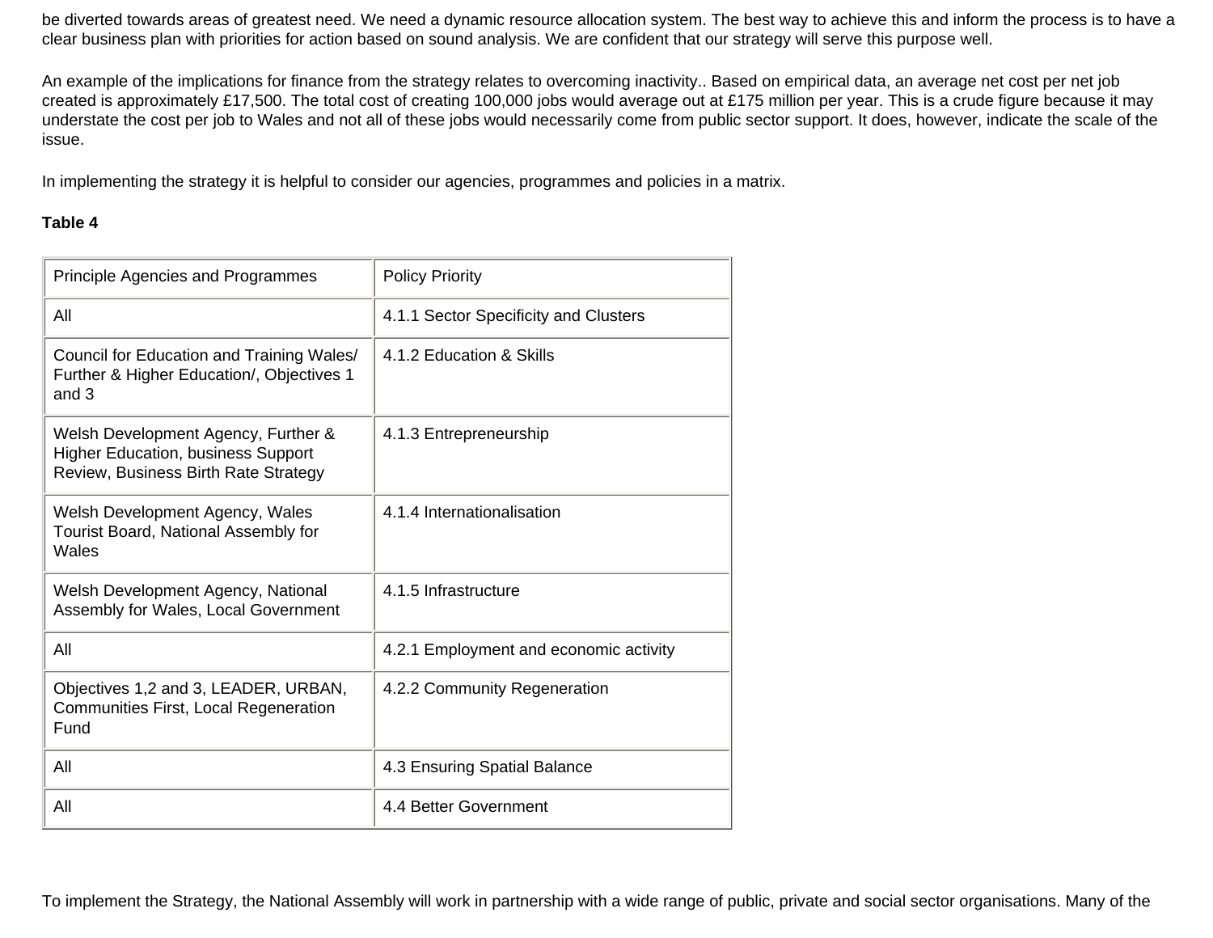be diverted towards areas of greatest need. We need a dynamic resource allocation system. The best way to achieve this and inform the process is to have a clear business plan with priorities for action based on sound analysis. We are confident that our strategy will serve this purpose well.

An example of the implications for finance from the strategy relates to overcoming inactivity.. Based on empirical data, an average net cost per net job created is approximately £17,500. The total cost of creating 100,000 jobs would average out at £175 million per year. This is a crude figure because it may understate the cost per job to Wales and not all of these jobs would necessarily come from public sector support. It does, however, indicate the scale of the issue.

In implementing the strategy it is helpful to consider our agencies, programmes and policies in a matrix.

**Table 4**

| Principle Agencies and Programmes | Policy Priority |
|---|---|
| All | 4.1.1 Sector Specificity and Clusters |
| Council for Education and Training Wales/ Further & Higher Education/, Objectives 1 and 3 | 4.1.2 Education & Skills |
| Welsh Development Agency, Further & Higher Education, business Support Review, Business Birth Rate Strategy | 4.1.3 Entrepreneurship |
| Welsh Development Agency, Wales Tourist Board, National Assembly for Wales | 4.1.4 Internationalisation |
| Welsh Development Agency, National Assembly for Wales, Local Government | 4.1.5 Infrastructure |
| All | 4.2.1 Employment and economic activity |
| Objectives 1,2 and 3, LEADER, URBAN, Communities First, Local Regeneration Fund | 4.2.2 Community Regeneration |
| All | 4.3 Ensuring Spatial Balance |
| All | 4.4 Better Government |

To implement the Strategy, the National Assembly will work in partnership with a wide range of public, private and social sector organisations. Many of the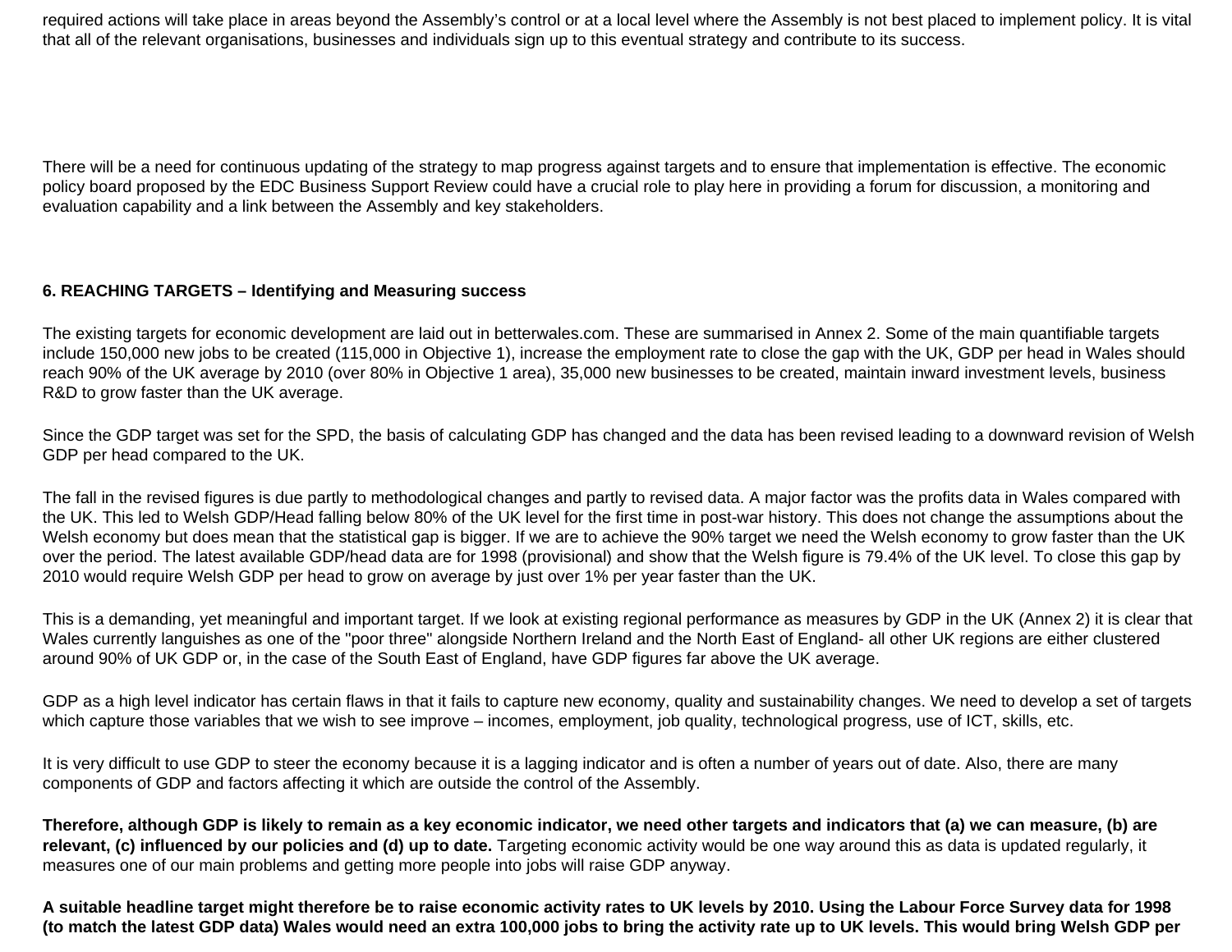required actions will take place in areas beyond the Assembly's control or at a local level where the Assembly is not best placed to implement policy. It is vital that all of the relevant organisations, businesses and individuals sign up to this eventual strategy and contribute to its success.

There will be a need for continuous updating of the strategy to map progress against targets and to ensure that implementation is effective. The economic policy board proposed by the EDC Business Support Review could have a crucial role to play here in providing a forum for discussion, a monitoring and evaluation capability and a link between the Assembly and key stakeholders.

**6. REACHING TARGETS – Identifying and Measuring success**

The existing targets for economic development are laid out in betterwales.com. These are summarised in Annex 2. Some of the main quantifiable targets include 150,000 new jobs to be created (115,000 in Objective 1), increase the employment rate to close the gap with the UK, GDP per head in Wales should reach 90% of the UK average by 2010 (over 80% in Objective 1 area), 35,000 new businesses to be created, maintain inward investment levels, business R&D to grow faster than the UK average.

Since the GDP target was set for the SPD, the basis of calculating GDP has changed and the data has been revised leading to a downward revision of Welsh GDP per head compared to the UK.

The fall in the revised figures is due partly to methodological changes and partly to revised data. A major factor was the profits data in Wales compared with the UK. This led to Welsh GDP/Head falling below 80% of the UK level for the first time in post-war history. This does not change the assumptions about the Welsh economy but does mean that the statistical gap is bigger. If we are to achieve the 90% target we need the Welsh economy to grow faster than the UK over the period. The latest available GDP/head data are for 1998 (provisional) and show that the Welsh figure is 79.4% of the UK level. To close this gap by 2010 would require Welsh GDP per head to grow on average by just over 1% per year faster than the UK.

This is a demanding, yet meaningful and important target. If we look at existing regional performance as measures by GDP in the UK (Annex 2) it is clear that Wales currently languishes as one of the "poor three" alongside Northern Ireland and the North East of England- all other UK regions are either clustered around 90% of UK GDP or, in the case of the South East of England, have GDP figures far above the UK average.

GDP as a high level indicator has certain flaws in that it fails to capture new economy, quality and sustainability changes. We need to develop a set of targets which capture those variables that we wish to see improve – incomes, employment, job quality, technological progress, use of ICT, skills, etc.

It is very difficult to use GDP to steer the economy because it is a lagging indicator and is often a number of years out of date. Also, there are many components of GDP and factors affecting it which are outside the control of the Assembly.

**Therefore, although GDP is likely to remain as a key economic indicator, we need other targets and indicators that (a) we can measure, (b) are relevant, (c) influenced by our policies and (d) up to date.** Targeting economic activity would be one way around this as data is updated regularly, it measures one of our main problems and getting more people into jobs will raise GDP anyway.

**A suitable headline target might therefore be to raise economic activity rates to UK levels by 2010. Using the Labour Force Survey data for 1998 (to match the latest GDP data) Wales would need an extra 100,000 jobs to bring the activity rate up to UK levels. This would bring Welsh GDP per**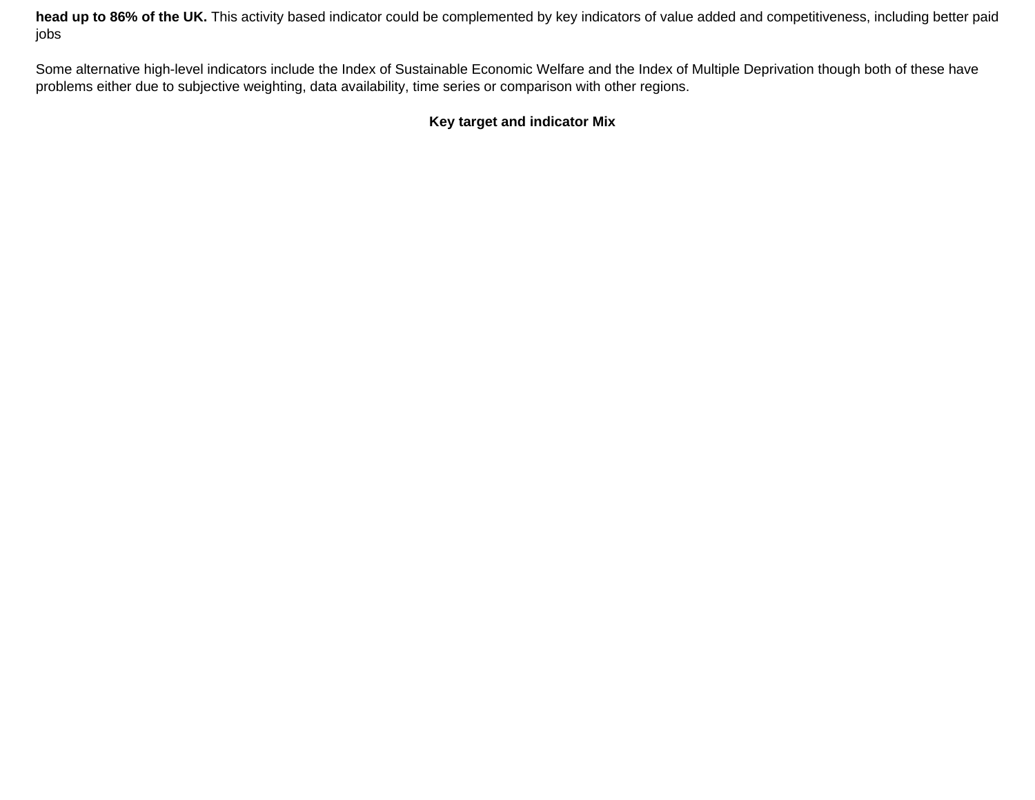**head up to 86% of the UK.** This activity based indicator could be complemented by key indicators of value added and competitiveness, including better paid jobs

Some alternative high-level indicators include the Index of Sustainable Economic Welfare and the Index of Multiple Deprivation though both of these have problems either due to subjective weighting, data availability, time series or comparison with other regions.

**Key target and indicator Mix**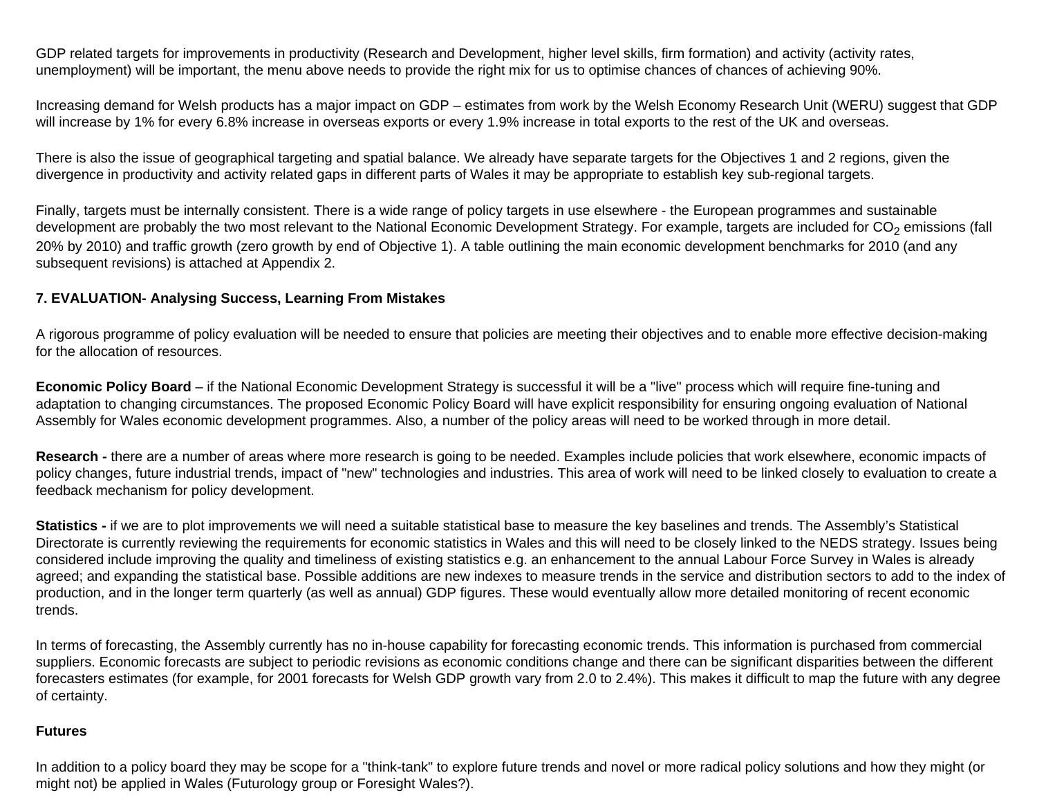GDP related targets for improvements in productivity (Research and Development, higher level skills, firm formation) and activity (activity rates, unemployment) will be important, the menu above needs to provide the right mix for us to optimise chances of chances of achieving 90%.

Increasing demand for Welsh products has a major impact on GDP – estimates from work by the Welsh Economy Research Unit (WERU) suggest that GDP will increase by 1% for every 6.8% increase in overseas exports or every 1.9% increase in total exports to the rest of the UK and overseas.

There is also the issue of geographical targeting and spatial balance. We already have separate targets for the Objectives 1 and 2 regions, given the divergence in productivity and activity related gaps in different parts of Wales it may be appropriate to establish key sub-regional targets.

Finally, targets must be internally consistent. There is a wide range of policy targets in use elsewhere - the European programmes and sustainable development are probably the two most relevant to the National Economic Development Strategy. For example, targets are included for $CO_2$ emissions (fall 20% by 2010) and traffic growth (zero growth by end of Objective 1). A table outlining the main economic development benchmarks for 2010 (and any subsequent revisions) is attached at Appendix 2.

## 7. EVALUATION- Analysing Success, Learning From Mistakes

A rigorous programme of policy evaluation will be needed to ensure that policies are meeting their objectives and to enable more effective decision-making for the allocation of resources.

**Economic Policy Board** – if the National Economic Development Strategy is successful it will be a "live" process which will require fine-tuning and adaptation to changing circumstances. The proposed Economic Policy Board will have explicit responsibility for ensuring ongoing evaluation of National Assembly for Wales economic development programmes. Also, a number of the policy areas will need to be worked through in more detail.

**Research -** there are a number of areas where more research is going to be needed. Examples include policies that work elsewhere, economic impacts of policy changes, future industrial trends, impact of "new" technologies and industries. This area of work will need to be linked closely to evaluation to create a feedback mechanism for policy development.

**Statistics -** if we are to plot improvements we will need a suitable statistical base to measure the key baselines and trends. The Assembly's Statistical Directorate is currently reviewing the requirements for economic statistics in Wales and this will need to be closely linked to the NEDS strategy. Issues being considered include improving the quality and timeliness of existing statistics e.g. an enhancement to the annual Labour Force Survey in Wales is already agreed; and expanding the statistical base. Possible additions are new indexes to measure trends in the service and distribution sectors to add to the index of production, and in the longer term quarterly (as well as annual) GDP figures. These would eventually allow more detailed monitoring of recent economic trends.

In terms of forecasting, the Assembly currently has no in-house capability for forecasting economic trends. This information is purchased from commercial suppliers. Economic forecasts are subject to periodic revisions as economic conditions change and there can be significant disparities between the different forecasters estimates (for example, for 2001 forecasts for Welsh GDP growth vary from 2.0 to 2.4%). This makes it difficult to map the future with any degree of certainty.

**Futures**

In addition to a policy board they may be scope for a "think-tank" to explore future trends and novel or more radical policy solutions and how they might (or might not) be applied in Wales (Futurology group or Foresight Wales?).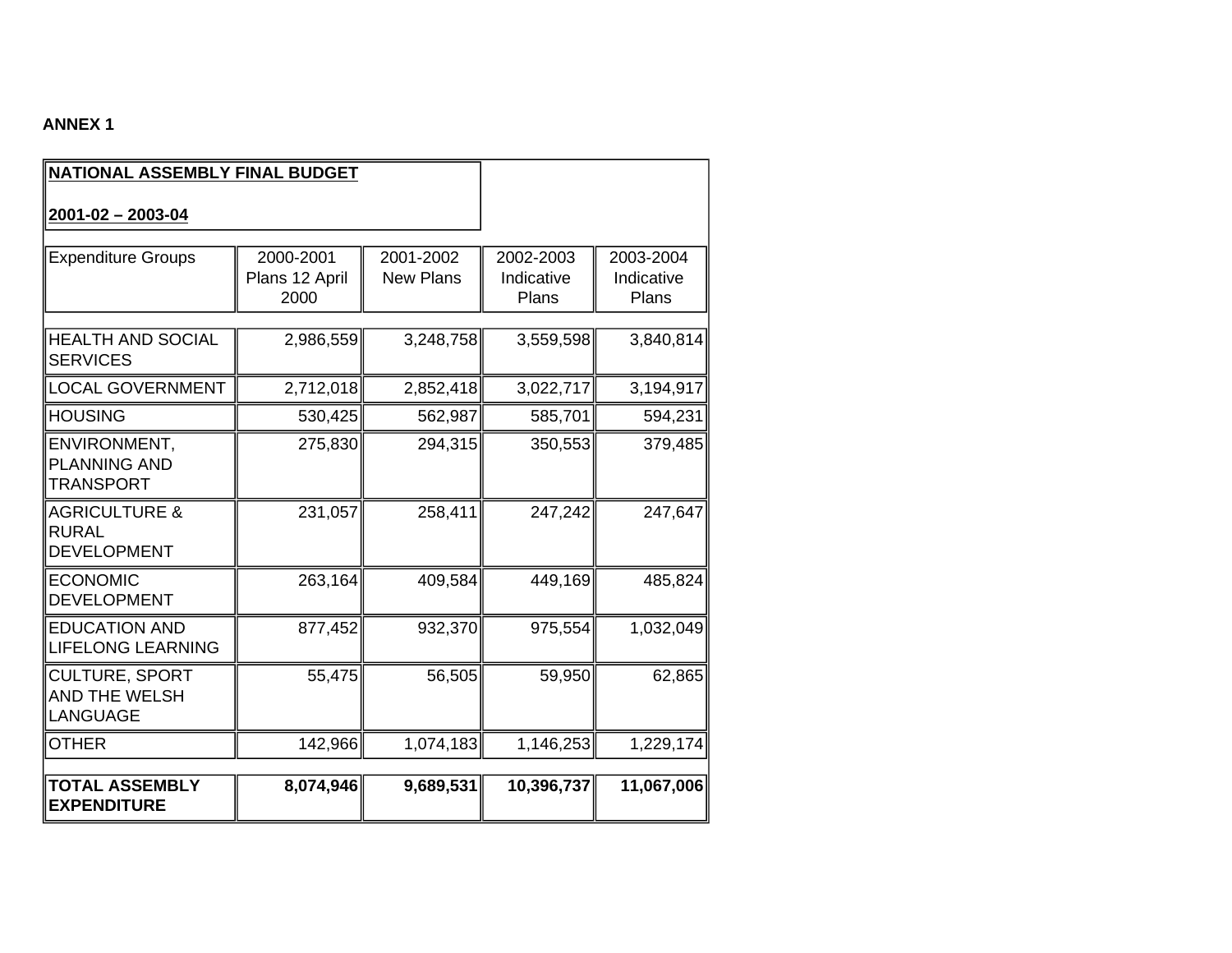**ANNEX 1**

**NATIONAL ASSEMBLY FINAL BUDGET**

**2001-02 – 2003-04**

| Expenditure Groups | 2000-2001 Plans 12 April 2000 | 2001-2002 New Plans | 2002-2003 Indicative Plans | 2003-2004 Indicative Plans |
|---|---|---|---|---|
| HEALTH AND SOCIAL SERVICES | 2,986,559 | 3,248,758 | 3,559,598 | 3,840,814 |
| LOCAL GOVERNMENT | 2,712,018 | 2,852,418 | 3,022,717 | 3,194,917 |
| HOUSING | 530,425 | 562,987 | 585,701 | 594,231 |
| ENVIRONMENT, PLANNING AND TRANSPORT | 275,830 | 294,315 | 350,553 | 379,485 |
| AGRICULTURE & RURAL DEVELOPMENT | 231,057 | 258,411 | 247,242 | 247,647 |
| ECONOMIC DEVELOPMENT | 263,164 | 409,584 | 449,169 | 485,824 |
| EDUCATION AND LIFELONG LEARNING | 877,452 | 932,370 | 975,554 | 1,032,049 |
| CULTURE, SPORT AND THE WELSH LANGUAGE | 55,475 | 56,505 | 59,950 | 62,865 |
| OTHER | 142,966 | 1,074,183 | 1,146,253 | 1,229,174 |
| **TOTAL ASSEMBLY EXPENDITURE** | **8,074,946** | **9,689,531** | **10,396,737** | **11,067,006** |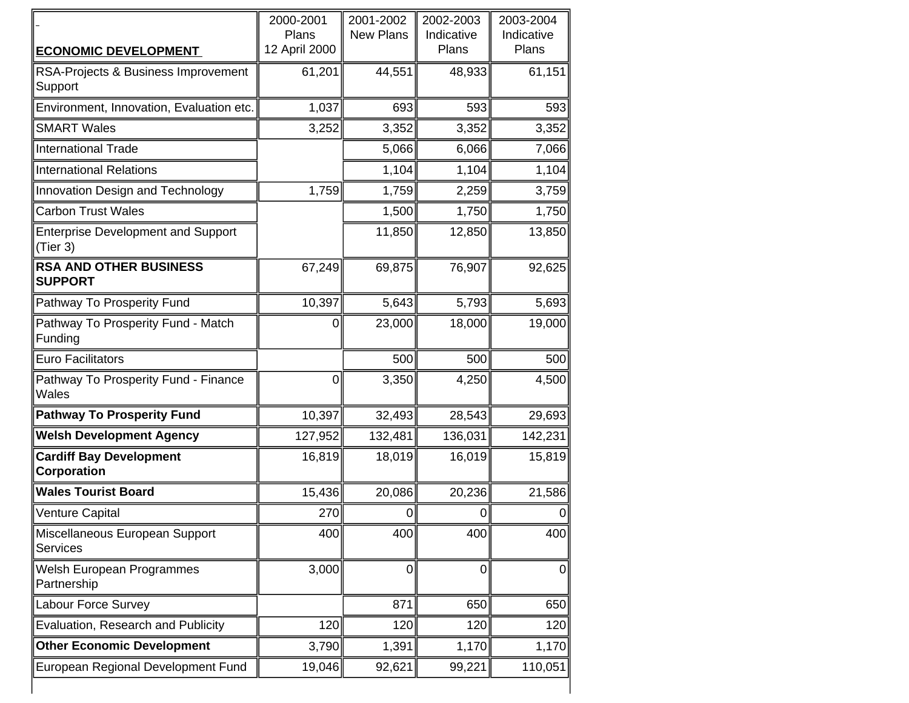| **ECONOMIC DEVELOPMENT** | 2000-2001 Plans 12 April 2000 | 2001-2002 New Plans | 2002-2003 Indicative Plans | 2003-2004 Indicative Plans |
|---|---|---|---|---|
| RSA-Projects & Business Improvement Support | 61,201 | 44,551 | 48,933 | 61,151 |
| Environment, Innovation, Evaluation etc. | 1,037 | 693 | 593 | 593 |
| SMART Wales | 3,252 | 3,352 | 3,352 | 3,352 |
| International Trade | | 5,066 | 6,066 | 7,066 |
| International Relations | | 1,104 | 1,104 | 1,104 |
| Innovation Design and Technology | 1,759 | 1,759 | 2,259 | 3,759 |
| Carbon Trust Wales | | 1,500 | 1,750 | 1,750 |
| Enterprise Development and Support (Tier 3) | | 11,850 | 12,850 | 13,850 |
| **RSA AND OTHER BUSINESS SUPPORT** | 67,249 | 69,875 | 76,907 | 92,625 |
| Pathway To Prosperity Fund | 10,397 | 5,643 | 5,793 | 5,693 |
| Pathway To Prosperity Fund - Match Funding | 0 | 23,000 | 18,000 | 19,000 |
| Euro Facilitators | | 500 | 500 | 500 |
| Pathway To Prosperity Fund - Finance Wales | 0 | 3,350 | 4,250 | 4,500 |
| **Pathway To Prosperity Fund** | 10,397 | 32,493 | 28,543 | 29,693 |
| **Welsh Development Agency** | 127,952 | 132,481 | 136,031 | 142,231 |
| **Cardiff Bay Development Corporation** | 16,819 | 18,019 | 16,019 | 15,819 |
| **Wales Tourist Board** | 15,436 | 20,086 | 20,236 | 21,586 |
| Venture Capital | 270 | 0 | 0 | 0 |
| Miscellaneous European Support Services | 400 | 400 | 400 | 400 |
| Welsh European Programmes Partnership | 3,000 | 0 | 0 | 0 |
| Labour Force Survey | | 871 | 650 | 650 |
| Evaluation, Research and Publicity | 120 | 120 | 120 | 120 |
| **Other Economic Development** | 3,790 | 1,391 | 1,170 | 1,170 |
| European Regional Development Fund | 19,046 | 92,621 | 99,221 | 110,051 |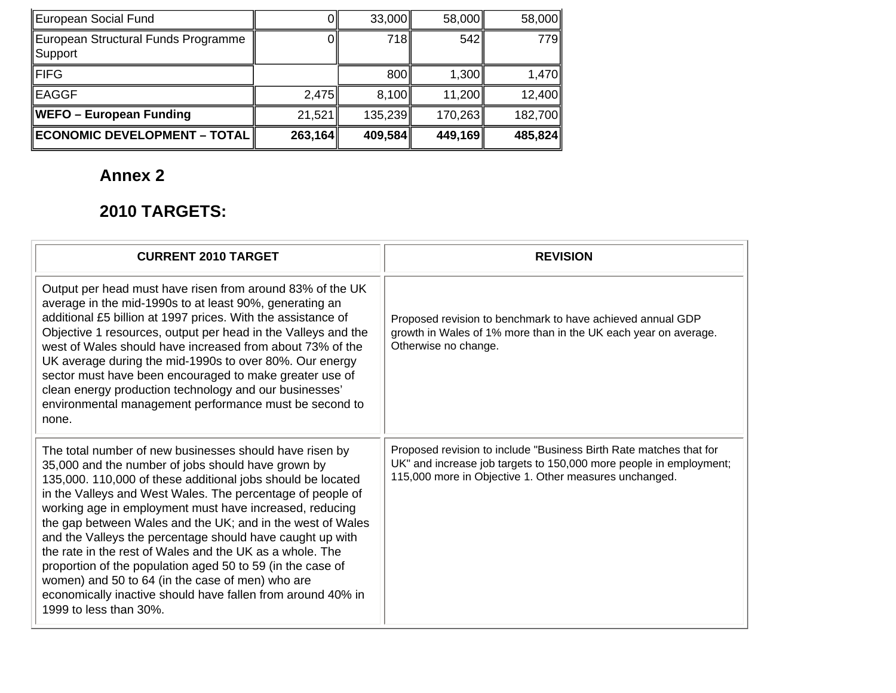| | | | | |
|---|---|---|---|---|
| European Social Fund | 0 | 33,000 | 58,000 | 58,000 |
| European Structural Funds Programme Support | 0 | 718 | 542 | 779 |
| FIFG | | 800 | 1,300 | 1,470 |
| EAGGF | 2,475 | 8,100 | 11,200 | 12,400 |
| **WEFO – European Funding** | 21,521 | 135,239 | 170,263 | 182,700 |
| **ECONOMIC DEVELOPMENT – TOTAL** | **263,164** | **409,584** | **449,169** | **485,824** |

## Annex 2

## 2010 TARGETS:

| CURRENT 2010 TARGET | REVISION |
|---|---|
| Output per head must have risen from around 83% of the UK average in the mid-1990s to at least 90%, generating an additional £5 billion at 1997 prices. With the assistance of Objective 1 resources, output per head in the Valleys and the west of Wales should have increased from about 73% of the UK average during the mid-1990s to over 80%. Our energy sector must have been encouraged to make greater use of clean energy production technology and our businesses' environmental management performance must be second to none. | Proposed revision to benchmark to have achieved annual GDP growth in Wales of 1% more than in the UK each year on average. Otherwise no change. |
| The total number of new businesses should have risen by 35,000 and the number of jobs should have grown by 135,000. 110,000 of these additional jobs should be located in the Valleys and West Wales. The percentage of people of working age in employment must have increased, reducing the gap between Wales and the UK; and in the west of Wales and the Valleys the percentage should have caught up with the rate in the rest of Wales and the UK as a whole. The proportion of the population aged 50 to 59 (in the case of women) and 50 to 64 (in the case of men) who are economically inactive should have fallen from around 40% in 1999 to less than 30%. | Proposed revision to include "Business Birth Rate matches that for UK" and increase job targets to 150,000 more people in employment; 115,000 more in Objective 1. Other measures unchanged. |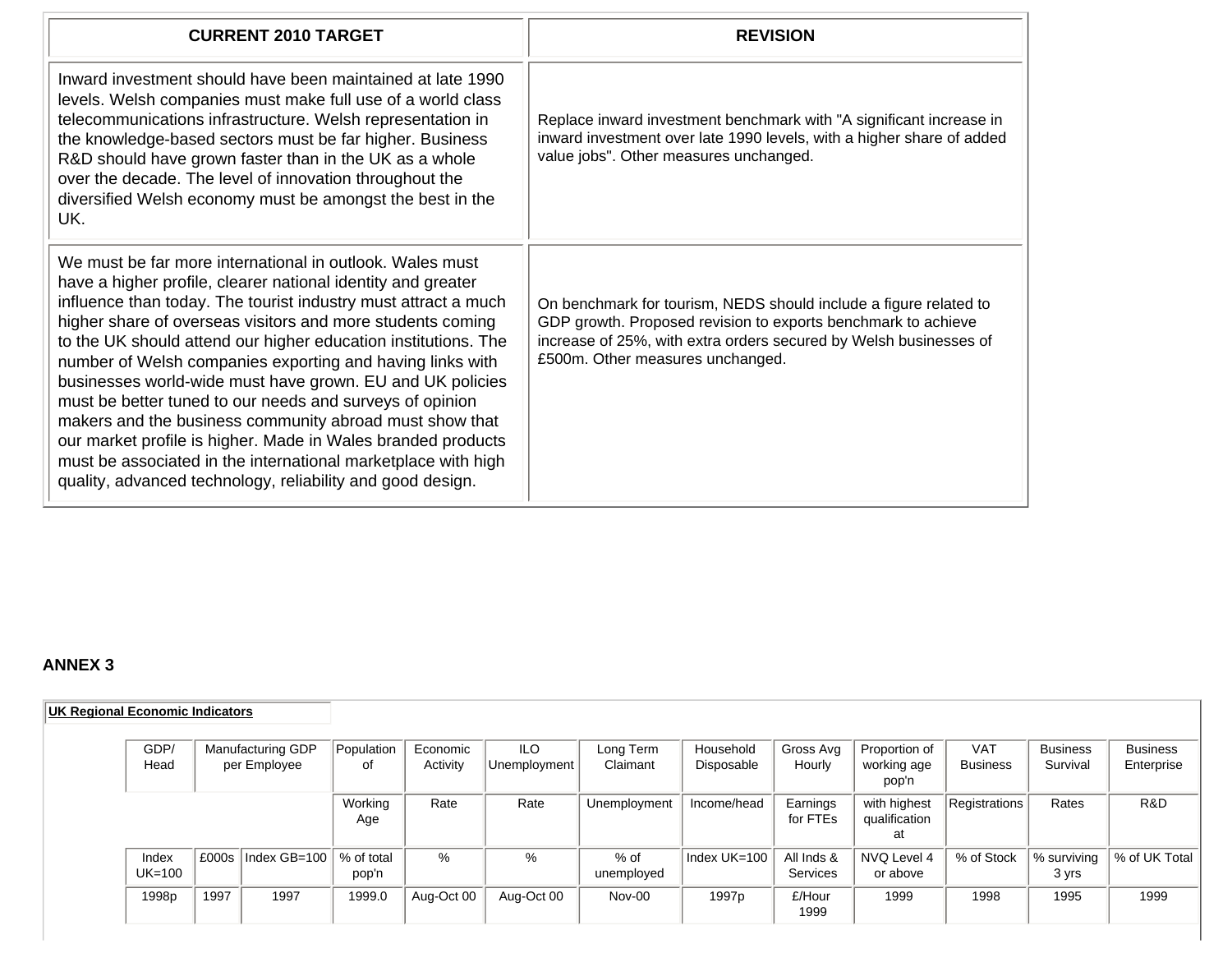| CURRENT 2010 TARGET | REVISION |
|---|---|
| Inward investment should have been maintained at late 1990 levels. Welsh companies must make full use of a world class telecommunications infrastructure. Welsh representation in the knowledge-based sectors must be far higher. Business R&D should have grown faster than in the UK as a whole over the decade. The level of innovation throughout the diversified Welsh economy must be amongst the best in the UK. | Replace inward investment benchmark with "A significant increase in inward investment over late 1990 levels, with a higher share of added value jobs". Other measures unchanged. |
| We must be far more international in outlook. Wales must have a higher profile, clearer national identity and greater influence than today. The tourist industry must attract a much higher share of overseas visitors and more students coming to the UK should attend our higher education institutions. The number of Welsh companies exporting and having links with businesses world-wide must have grown. EU and UK policies must be better tuned to our needs and surveys of opinion makers and the business community abroad must show that our market profile is higher. Made in Wales branded products must be associated in the international marketplace with high quality, advanced technology, reliability and good design. | On benchmark for tourism, NEDS should include a figure related to GDP growth. Proposed revision to exports benchmark to achieve increase of 25%, with extra orders secured by Welsh businesses of £500m. Other measures unchanged. |

**ANNEX 3**

**UK Regional Economic Indicators**

| GDP/ Head | Manufacturing GDP per Employee | | Population of Working Age | Economic Activity Rate | ILO Unemployment Rate | Long Term Claimant Unemployment | Household Disposable Income/head | Gross Avg Hourly Earnings for FTEs | Proportion of working age pop'n with highest qualification at | VAT Business Registrations | Business Survival Rates | Business Enterprise R&D |
|---|---|---|---|---|---|---|---|---|---|---|---|---|
| Index UK=100 | £000s | Index GB=100 | % of total pop'n | % | % | % of unemployed | Index UK=100 | All Inds & Services | NVQ Level 4 or above | % of Stock | % surviving 3 yrs | % of UK Total |
| 1998p | 1997 | 1997 | 1999.0 | Aug-Oct 00 | Aug-Oct 00 | Nov-00 | 1997p | £/Hour 1999 | 1999 | 1998 | 1995 | 1999 |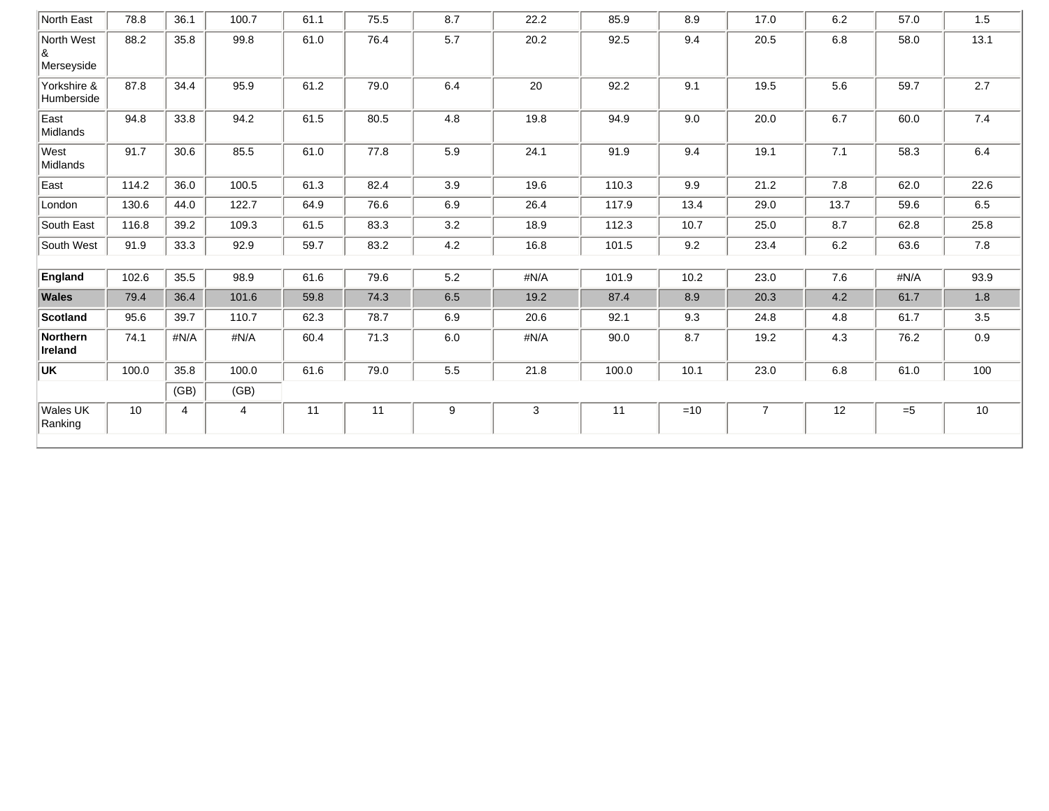| | | | | | | | | | | | | | |
|---|---|---|---|---|---|---|---|---|---|---|---|---|---|
| North East | 78.8 | 36.1 | 100.7 | 61.1 | 75.5 | 8.7 | 22.2 | 85.9 | 8.9 | 17.0 | 6.2 | 57.0 | 1.5 |
| North West & Merseyside | 88.2 | 35.8 | 99.8 | 61.0 | 76.4 | 5.7 | 20.2 | 92.5 | 9.4 | 20.5 | 6.8 | 58.0 | 13.1 |
| Yorkshire & Humberside | 87.8 | 34.4 | 95.9 | 61.2 | 79.0 | 6.4 | 20 | 92.2 | 9.1 | 19.5 | 5.6 | 59.7 | 2.7 |
| East Midlands | 94.8 | 33.8 | 94.2 | 61.5 | 80.5 | 4.8 | 19.8 | 94.9 | 9.0 | 20.0 | 6.7 | 60.0 | 7.4 |
| West Midlands | 91.7 | 30.6 | 85.5 | 61.0 | 77.8 | 5.9 | 24.1 | 91.9 | 9.4 | 19.1 | 7.1 | 58.3 | 6.4 |
| East | 114.2 | 36.0 | 100.5 | 61.3 | 82.4 | 3.9 | 19.6 | 110.3 | 9.9 | 21.2 | 7.8 | 62.0 | 22.6 |
| London | 130.6 | 44.0 | 122.7 | 64.9 | 76.6 | 6.9 | 26.4 | 117.9 | 13.4 | 29.0 | 13.7 | 59.6 | 6.5 |
| South East | 116.8 | 39.2 | 109.3 | 61.5 | 83.3 | 3.2 | 18.9 | 112.3 | 10.7 | 25.0 | 8.7 | 62.8 | 25.8 |
| South West | 91.9 | 33.3 | 92.9 | 59.7 | 83.2 | 4.2 | 16.8 | 101.5 | 9.2 | 23.4 | 6.2 | 63.6 | 7.8 |
| **England** | 102.6 | 35.5 | 98.9 | 61.6 | 79.6 | 5.2 | #N/A | 101.9 | 10.2 | 23.0 | 7.6 | #N/A | 93.9 |
| **Wales** | 79.4 | 36.4 | 101.6 | 59.8 | 74.3 | 6.5 | 19.2 | 87.4 | 8.9 | 20.3 | 4.2 | 61.7 | 1.8 |
| **Scotland** | 95.6 | 39.7 | 110.7 | 62.3 | 78.7 | 6.9 | 20.6 | 92.1 | 9.3 | 24.8 | 4.8 | 61.7 | 3.5 |
| **Northern Ireland** | 74.1 | #N/A | #N/A | 60.4 | 71.3 | 6.0 | #N/A | 90.0 | 8.7 | 19.2 | 4.3 | 76.2 | 0.9 |
| **UK** | 100.0 | 35.8 | 100.0 | 61.6 | 79.0 | 5.5 | 21.8 | 100.0 | 10.1 | 23.0 | 6.8 | 61.0 | 100 |
| | | (GB) | (GB) | | | | | | | | | | |
| Wales UK Ranking | 10 | 4 | 4 | 11 | 11 | 9 | 3 | 11 | =10 | 7 | 12 | =5 | 10 |